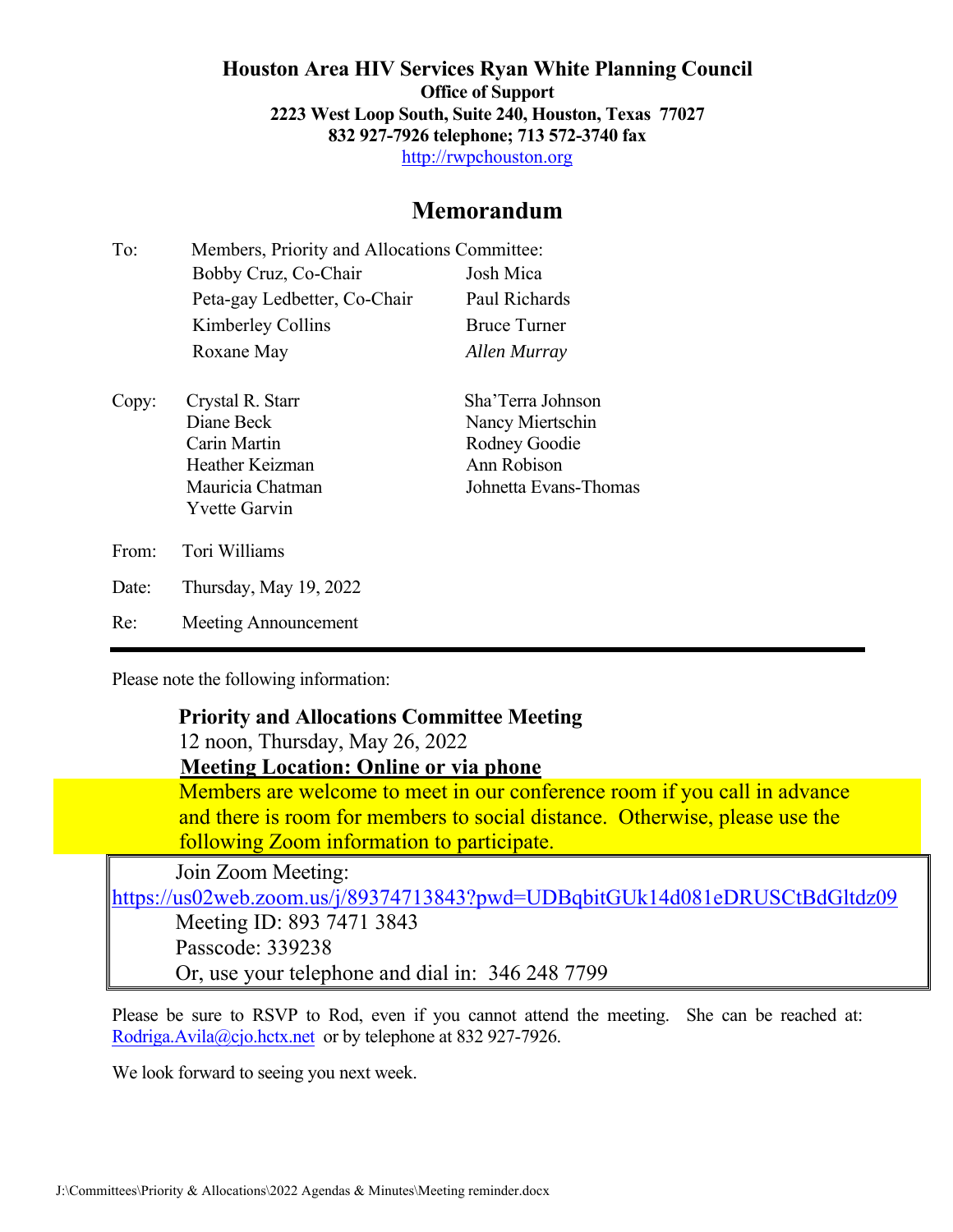**Houston Area HIV Services Ryan White Planning Council**
**Office of Support**
**2223 West Loop South, Suite 240, Houston, Texas 77027**
**832 927-7926 telephone; 713 572-3740 fax**
http://rwpchouston.org

# Memorandum

To: Members, Priority and Allocations Committee:

| | |
|---|---|
| Bobby Cruz, Co-Chair | Josh Mica |
| Peta-gay Ledbetter, Co-Chair | Paul Richards |
| Kimberley Collins | Bruce Turner |
| Roxane May | *Allen Murray* |

Copy:

| | |
|---|---|
| Crystal R. Starr | Sha'Terra Johnson |
| Diane Beck | Nancy Miertschin |
| Carin Martin | Rodney Goodie |
| Heather Keizman | Ann Robison |
| Mauricia Chatman | Johnetta Evans-Thomas |
| Yvette Garvin | |

From: Tori Williams

Date: Thursday, May 19, 2022

Re: Meeting Announcement

---

Please note the following information:

**Priority and Allocations Committee Meeting**
12 noon, Thursday, May 26, 2022
**Meeting Location: Online or via phone**
Members are welcome to meet in our conference room if you call in advance and there is room for members to social distance. Otherwise, please use the following Zoom information to participate.

Join Zoom Meeting:
https://us02web.zoom.us/j/89374713843?pwd=UDBqbitGUk14d081eDRUSCtBdGltdz09
Meeting ID: 893 7471 3843
Passcode: 339238
Or, use your telephone and dial in: 346 248 7799

Please be sure to RSVP to Rod, even if you cannot attend the meeting. She can be reached at: Rodriga.Avila@cjo.hctx.net or by telephone at 832 927-7926.

We look forward to seeing you next week.

J:\Committees\Priority & Allocations\2022 Agendas & Minutes\Meeting reminder.docx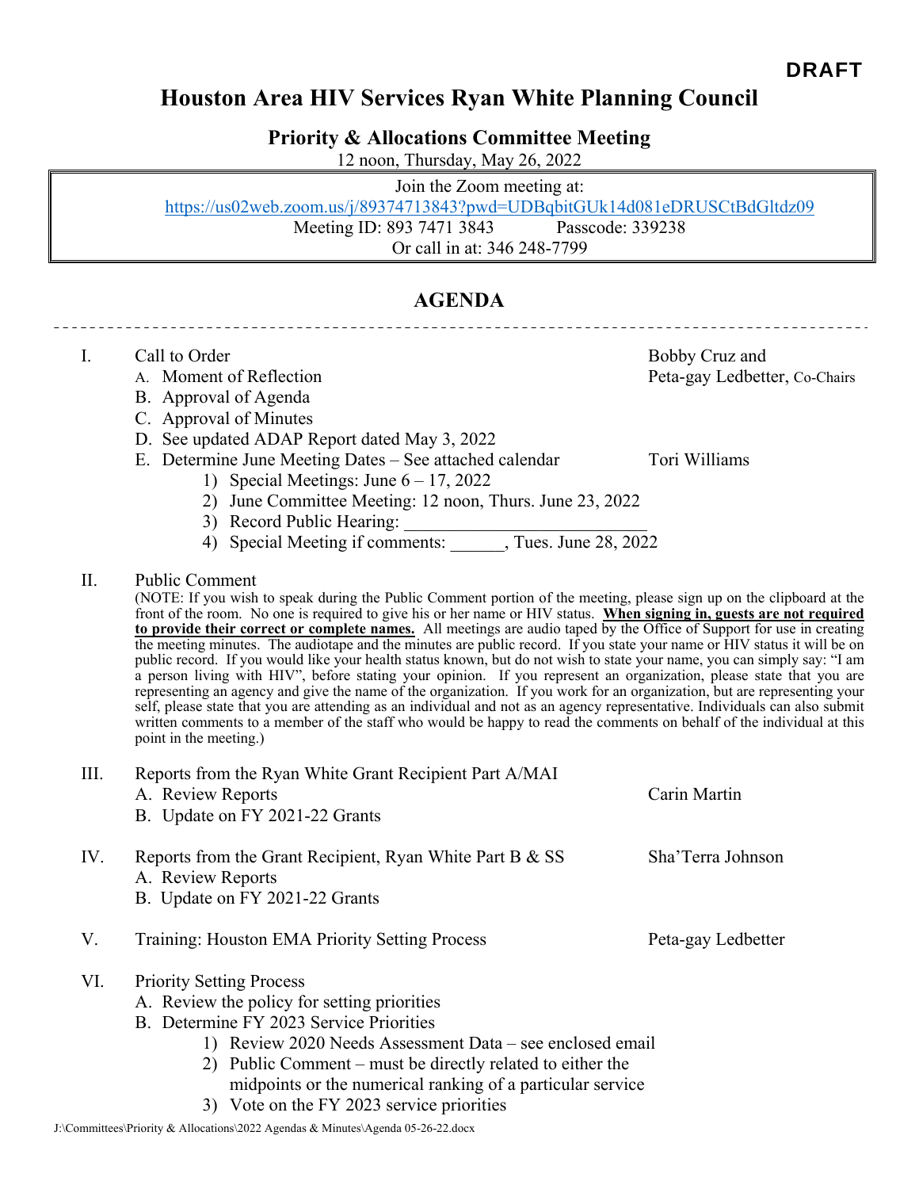**DRAFT**

# Houston Area HIV Services Ryan White Planning Council

## Priority & Allocations Committee Meeting

12 noon, Thursday, May 26, 2022

Join the Zoom meeting at:
https://us02web.zoom.us/j/89374713843?pwd=UDBqbitGUk14d081eDRUSCtBdGltdz09
Meeting ID: 893 7471 3843 Passcode: 339238
Or call in at: 346 248-7799

## AGENDA

---

I. Call to Order — Bobby Cruz and Peta-gay Ledbetter, Co-Chairs
   - A. Moment of Reflection
   - B. Approval of Agenda
   - C. Approval of Minutes
   - D. See updated ADAP Report dated May 3, 2022
   - E. Determine June Meeting Dates – See attached calendar — Tori Williams
     1) Special Meetings: June 6 – 17, 2022
     2) June Committee Meeting: 12 noon, Thurs. June 23, 2022
     3) Record Public Hearing: ___________________________
     4) Special Meeting if comments: ______, Tues. June 28, 2022

II. Public Comment

(NOTE: If you wish to speak during the Public Comment portion of the meeting, please sign up on the clipboard at the front of the room. No one is required to give his or her name or HIV status. **When signing in, guests are not required to provide their correct or complete names.** All meetings are audio taped by the Office of Support for use in creating the meeting minutes. The audiotape and the minutes are public record. If you state your name or HIV status it will be on public record. If you would like your health status known, but do not wish to state your name, you can simply say: "I am a person living with HIV", before stating your opinion. If you represent an organization, please state that you are representing an agency and give the name of the organization. If you work for an organization, but are representing your self, please state that you are attending as an individual and not as an agency representative. Individuals can also submit written comments to a member of the staff who would be happy to read the comments on behalf of the individual at this point in the meeting.)

III. Reports from the Ryan White Grant Recipient Part A/MAI — Carin Martin
   - A. Review Reports
   - B. Update on FY 2021-22 Grants

IV. Reports from the Grant Recipient, Ryan White Part B & SS — Sha'Terra Johnson
   - A. Review Reports
   - B. Update on FY 2021-22 Grants

V. Training: Houston EMA Priority Setting Process — Peta-gay Ledbetter

VI. Priority Setting Process
   - A. Review the policy for setting priorities
   - B. Determine FY 2023 Service Priorities
     1) Review 2020 Needs Assessment Data – see enclosed email
     2) Public Comment – must be directly related to either the midpoints or the numerical ranking of a particular service
     3) Vote on the FY 2023 service priorities

J:\Committees\Priority & Allocations\2022 Agendas & Minutes\Agenda 05-26-22.docx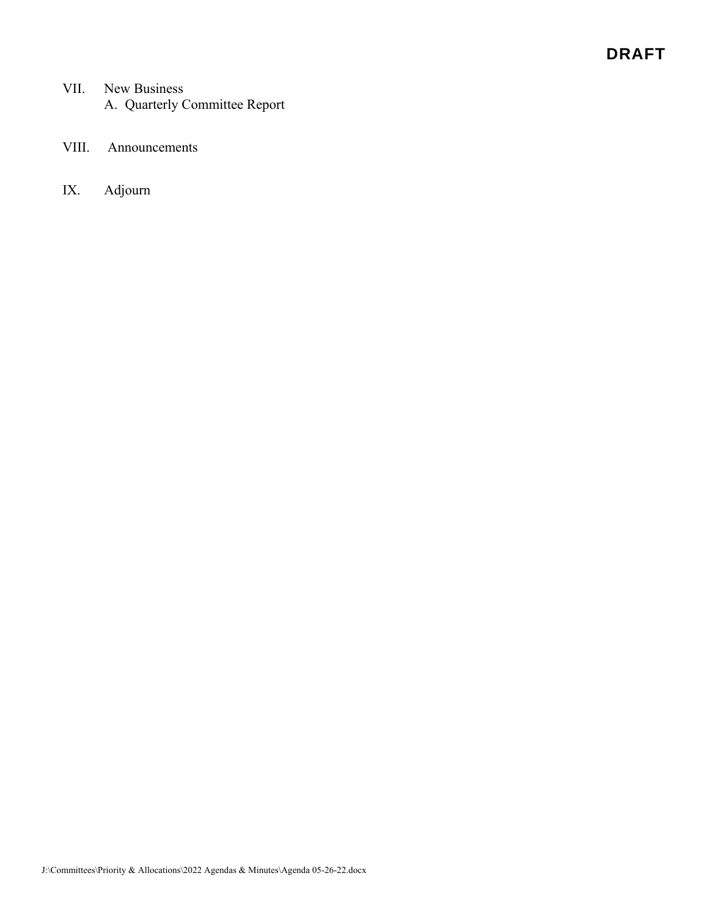**DRAFT**

VII. New Business
   A. Quarterly Committee Report

VIII. Announcements

IX. Adjourn

J:\Committees\Priority & Allocations\2022 Agendas & Minutes\Agenda 05-26-22.docx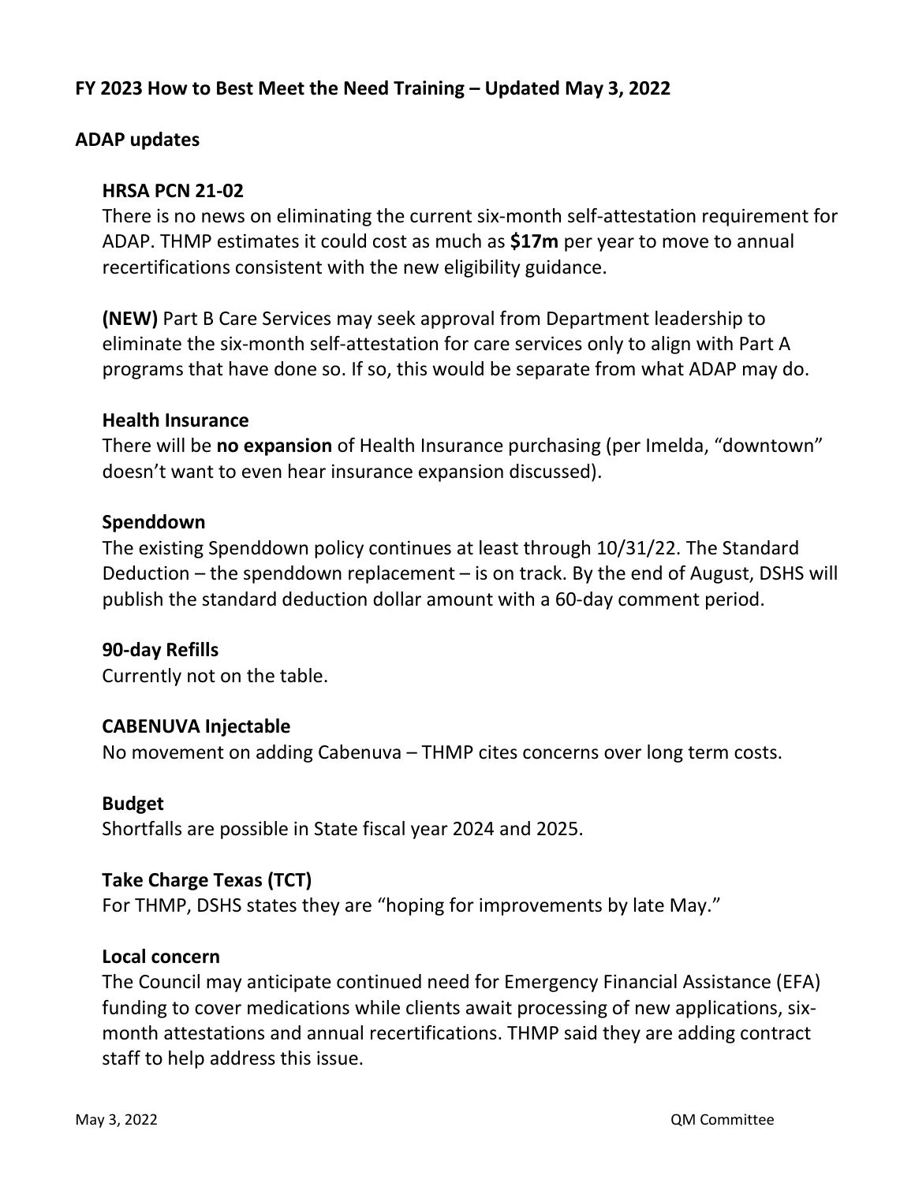**FY 2023 How to Best Meet the Need Training – Updated May 3, 2022**

**ADAP updates**

**HRSA PCN 21-02**

There is no news on eliminating the current six-month self-attestation requirement for ADAP. THMP estimates it could cost as much as **$17m** per year to move to annual recertifications consistent with the new eligibility guidance.

**(NEW)** Part B Care Services may seek approval from Department leadership to eliminate the six-month self-attestation for care services only to align with Part A programs that have done so. If so, this would be separate from what ADAP may do.

**Health Insurance**

There will be **no expansion** of Health Insurance purchasing (per Imelda, "downtown" doesn't want to even hear insurance expansion discussed).

**Spenddown**

The existing Spenddown policy continues at least through 10/31/22. The Standard Deduction – the spenddown replacement – is on track. By the end of August, DSHS will publish the standard deduction dollar amount with a 60-day comment period.

**90-day Refills**

Currently not on the table.

**CABENUVA Injectable**

No movement on adding Cabenuva – THMP cites concerns over long term costs.

**Budget**

Shortfalls are possible in State fiscal year 2024 and 2025.

**Take Charge Texas (TCT)**

For THMP, DSHS states they are "hoping for improvements by late May."

**Local concern**

The Council may anticipate continued need for Emergency Financial Assistance (EFA) funding to cover medications while clients await processing of new applications, six-month attestations and annual recertifications. THMP said they are adding contract staff to help address this issue.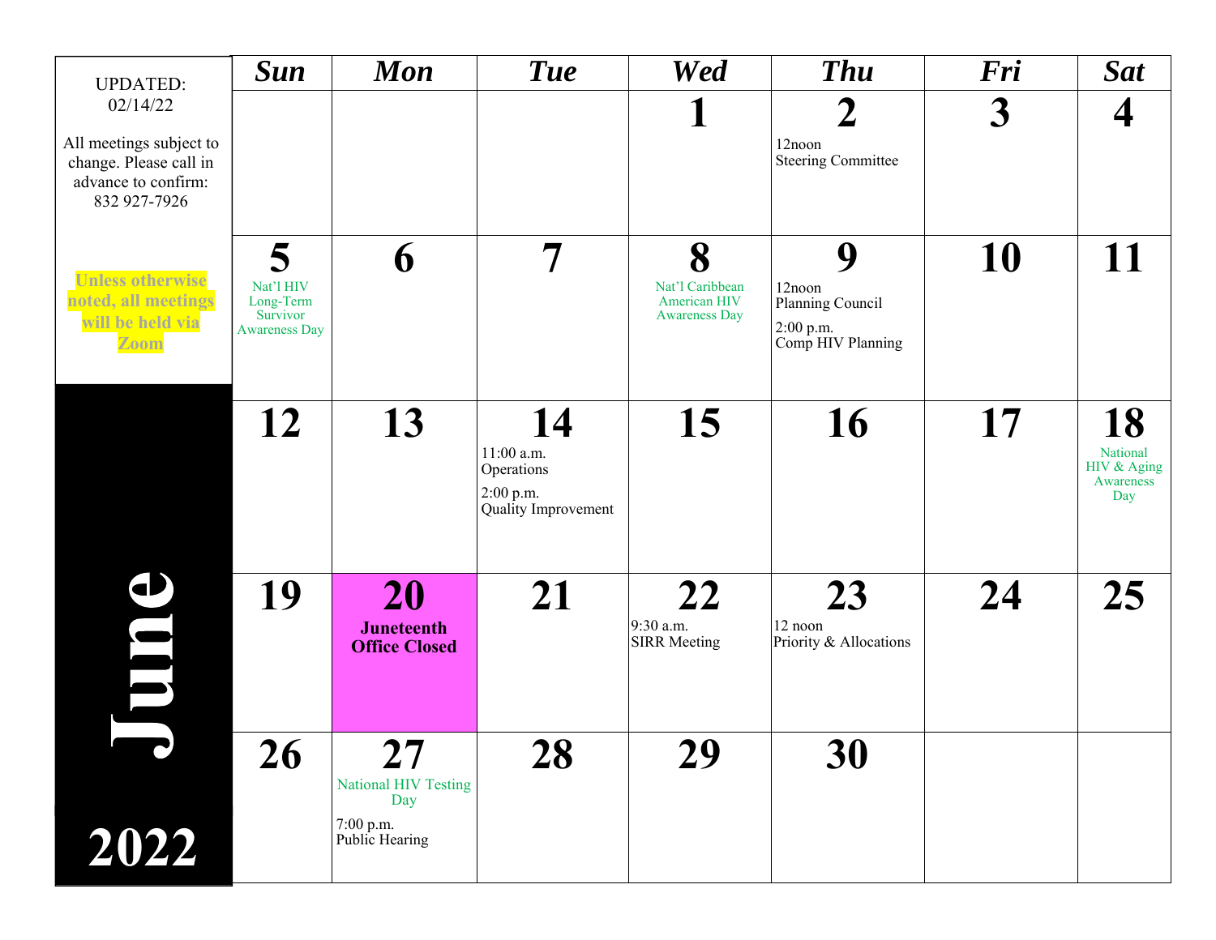UPDATED:
02/14/22

All meetings subject to change. Please call in advance to confirm: 832 927-7926

**Unless otherwise noted, all meetings will be held via Zoom**

# June 2022

| Sun | Mon | Tue | Wed | Thu | Fri | Sat |
|---|---|---|---|---|---|---|
| | | | **1** | **2** 12noon Steering Committee | **3** | **4** |
| **5** Nat'l HIV Long-Term Survivor Awareness Day | **6** | **7** | **8** Nat'l Caribbean American HIV Awareness Day | **9** 12noon Planning Council; 2:00 p.m. Comp HIV Planning | **10** | **11** |
| **12** | **13** | **14** 11:00 a.m. Operations; 2:00 p.m. Quality Improvement | **15** | **16** | **17** | **18** National HIV & Aging Awareness Day |
| **19** | **20** **Juneteenth Office Closed** | **21** | **22** 9:30 a.m. SIRR Meeting | **23** 12 noon Priority & Allocations | **24** | **25** |
| **26** | **27** National HIV Testing Day; 7:00 p.m. Public Hearing | **28** | **29** | **30** | | |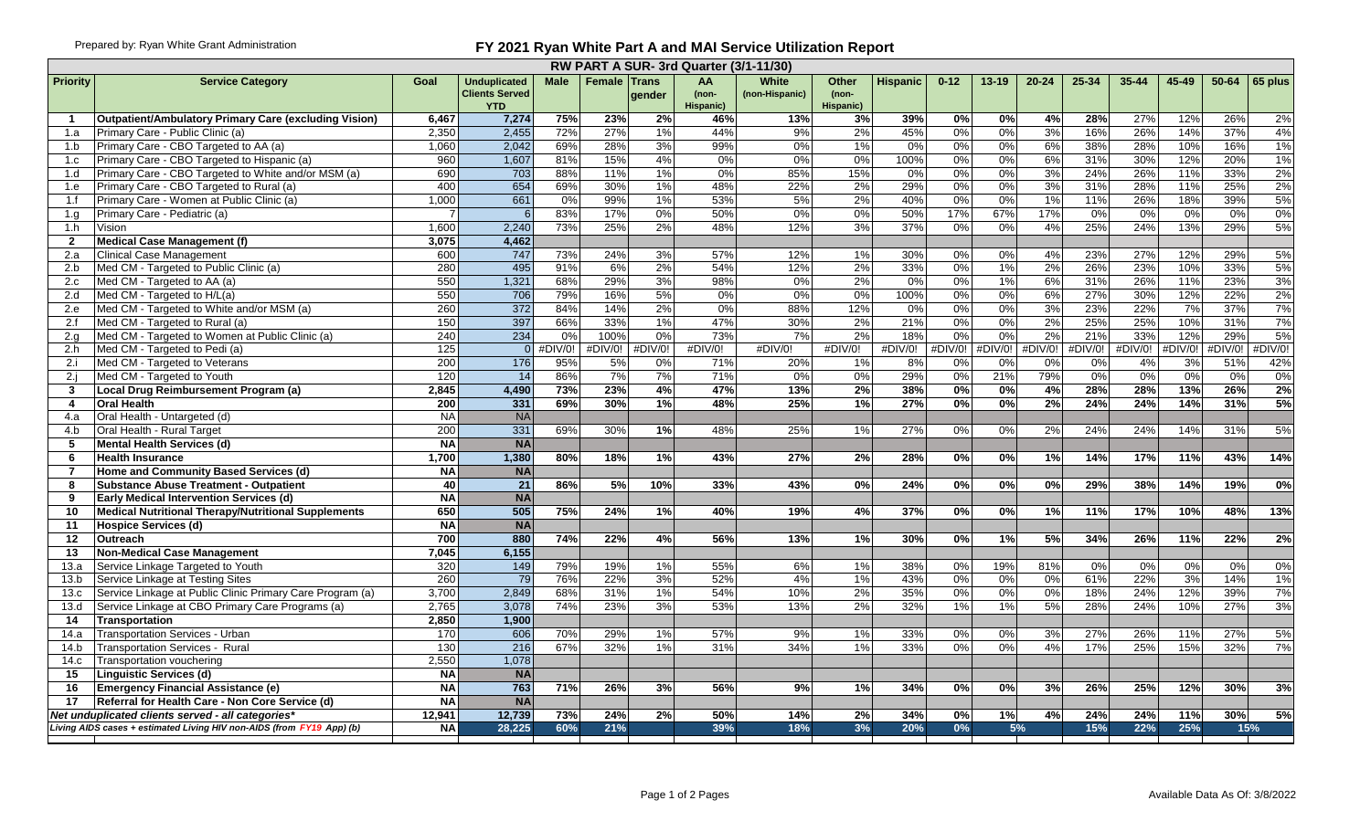Prepared by: Ryan White Grant Administration

# FY 2021 Ryan White Part A and MAI Service Utilization Report

## RW PART A SUR- 3rd Quarter (3/1-11/30)

| Priority | Service Category | Goal | Unduplicated Clients Served YTD | Male | Female | Trans gender | AA (non-Hispanic) | White (non-Hispanic) | Other (non-Hispanic) | Hispanic | 0-12 | 13-19 | 20-24 | 25-34 | 35-44 | 45-49 | 50-64 | 65 plus |
|---|---|---|---|---|---|---|---|---|---|---|---|---|---|---|---|---|---|---|
| **1** | **Outpatient/Ambulatory Primary Care (excluding Vision)** | **6,467** | **7,274** | **75%** | **23%** | **2%** | **46%** | **13%** | **3%** | **39%** | **0%** | **0%** | **4%** | **28%** | 27% | 12% | 26% | 2% |
| 1.a | Primary Care - Public Clinic (a) | 2,350 | 2,455 | 72% | 27% | 1% | 44% | 9% | 2% | 45% | 0% | 0% | 3% | 16% | 26% | 14% | 37% | 4% |
| 1.b | Primary Care - CBO Targeted to AA (a) | 1,060 | 2,042 | 69% | 28% | 3% | 99% | 0% | 1% | 0% | 0% | 0% | 6% | 38% | 28% | 10% | 16% | 1% |
| 1.c | Primary Care - CBO Targeted to Hispanic (a) | 960 | 1,607 | 81% | 15% | 4% | 0% | 0% | 0% | 100% | 0% | 0% | 6% | 31% | 30% | 12% | 20% | 1% |
| 1.d | Primary Care - CBO Targeted to White and/or MSM (a) | 690 | 703 | 88% | 11% | 1% | 0% | 85% | 15% | 0% | 0% | 0% | 3% | 24% | 26% | 11% | 33% | 2% |
| 1.e | Primary Care - CBO Targeted to Rural (a) | 400 | 654 | 69% | 30% | 1% | 48% | 22% | 2% | 29% | 0% | 0% | 3% | 31% | 28% | 11% | 25% | 2% |
| 1.f | Primary Care - Women at Public Clinic (a) | 1,000 | 661 | 0% | 99% | 1% | 53% | 5% | 2% | 40% | 0% | 0% | 1% | 11% | 26% | 18% | 39% | 5% |
| 1.g | Primary Care - Pediatric (a) | 7 | 6 | 83% | 17% | 0% | 50% | 0% | 0% | 50% | 17% | 67% | 17% | 0% | 0% | 0% | 0% | 0% |
| 1.h | Vision | 1,600 | 2,240 | 73% | 25% | 2% | 48% | 12% | 3% | 37% | 0% | 0% | 4% | 25% | 24% | 13% | 29% | 5% |
| **2** | **Medical Case Management (f)** | **3,075** | **4,462** | | | | | | | | | | | | | | | |
| 2.a | Clinical Case Management | 600 | 747 | 73% | 24% | 3% | 57% | 12% | 1% | 30% | 0% | 0% | 4% | 23% | 27% | 12% | 29% | 5% |
| 2.b | Med CM - Targeted to Public Clinic (a) | 280 | 495 | 91% | 6% | 2% | 54% | 12% | 2% | 33% | 0% | 1% | 2% | 26% | 23% | 10% | 33% | 5% |
| 2.c | Med CM - Targeted to AA (a) | 550 | 1,321 | 68% | 29% | 3% | 98% | 0% | 2% | 0% | 0% | 1% | 6% | 31% | 26% | 11% | 23% | 3% |
| 2.d | Med CM - Targeted to H/L(a) | 550 | 706 | 79% | 16% | 5% | 0% | 0% | 0% | 100% | 0% | 0% | 6% | 27% | 30% | 12% | 22% | 2% |
| 2.e | Med CM - Targeted to White and/or MSM (a) | 260 | 372 | 84% | 14% | 2% | 0% | 88% | 12% | 0% | 0% | 0% | 3% | 23% | 22% | 7% | 37% | 7% |
| 2.f | Med CM - Targeted to Rural (a) | 150 | 397 | 66% | 33% | 1% | 47% | 30% | 2% | 21% | 0% | 0% | 2% | 25% | 25% | 10% | 31% | 7% |
| 2.g | Med CM - Targeted to Women at Public Clinic (a) | 240 | 234 | 0% | 100% | 0% | 73% | 7% | 2% | 18% | 0% | 0% | 2% | 21% | 33% | 12% | 29% | 5% |
| 2.h | Med CM - Targeted to Pedi (a) | 125 | 0 | #DIV/0! | #DIV/0! | #DIV/0! | #DIV/0! | #DIV/0! | #DIV/0! | #DIV/0! | #DIV/0! | #DIV/0! | #DIV/0! | #DIV/0! | #DIV/0! | #DIV/0! | #DIV/0! | #DIV/0! |
| 2.i | Med CM - Targeted to Veterans | 200 | 176 | 95% | 5% | 0% | 71% | 20% | 1% | 8% | 0% | 0% | 0% | 0% | 4% | 3% | 51% | 42% |
| 2.j | Med CM - Targeted to Youth | 120 | 14 | 86% | 7% | 7% | 71% | 0% | 0% | 29% | 0% | 21% | 79% | 0% | 0% | 0% | 0% | 0% |
| **3** | **Local Drug Reimbursement Program (a)** | **2,845** | **4,490** | **73%** | **23%** | **4%** | **47%** | **13%** | **2%** | **38%** | **0%** | **0%** | **4%** | **28%** | **28%** | **13%** | **26%** | **2%** |
| **4** | **Oral Health** | **200** | **331** | **69%** | **30%** | **1%** | **48%** | **25%** | **1%** | **27%** | **0%** | **0%** | **2%** | **24%** | **24%** | **14%** | **31%** | **5%** |
| 4.a | Oral Health - Untargeted (d) | NA | NA | | | | | | | | | | | | | | | |
| 4.b | Oral Health - Rural Target | 200 | 331 | 69% | 30% | 1% | 48% | 25% | 1% | 27% | 0% | 0% | 2% | 24% | 24% | 14% | 31% | 5% |
| **5** | **Mental Health Services (d)** | **NA** | **NA** | | | | | | | | | | | | | | | |
| **6** | **Health Insurance** | **1,700** | **1,380** | **80%** | **18%** | **1%** | **43%** | **27%** | **2%** | **28%** | **0%** | **0%** | **1%** | **14%** | **17%** | **11%** | **43%** | **14%** |
| **7** | **Home and Community Based Services (d)** | **NA** | **NA** | | | | | | | | | | | | | | | |
| **8** | **Substance Abuse Treatment - Outpatient** | **40** | **21** | **86%** | **5%** | **10%** | **33%** | **43%** | **0%** | **24%** | **0%** | **0%** | **0%** | **29%** | **38%** | **14%** | **19%** | **0%** |
| **9** | **Early Medical Intervention Services (d)** | **NA** | **NA** | | | | | | | | | | | | | | | |
| **10** | **Medical Nutritional Therapy/Nutritional Supplements** | **650** | **505** | **75%** | **24%** | **1%** | **40%** | **19%** | **4%** | **37%** | **0%** | **0%** | **1%** | **11%** | **17%** | **10%** | **48%** | **13%** |
| **11** | **Hospice Services (d)** | **NA** | **NA** | | | | | | | | | | | | | | | |
| **12** | **Outreach** | **700** | **880** | **74%** | **22%** | **4%** | **56%** | **13%** | **1%** | **30%** | **0%** | **1%** | **5%** | **34%** | **26%** | **11%** | **22%** | **2%** |
| **13** | **Non-Medical Case Management** | **7,045** | **6,155** | | | | | | | | | | | | | | | |
| 13.a | Service Linkage Targeted to Youth | 320 | 149 | 79% | 19% | 1% | 55% | 6% | 1% | 38% | 0% | 19% | 81% | 0% | 0% | 0% | 0% | 0% |
| 13.b | Service Linkage at Testing Sites | 260 | 79 | 76% | 22% | 3% | 52% | 4% | 1% | 43% | 0% | 0% | 0% | 61% | 22% | 3% | 14% | 1% |
| 13.c | Service Linkage at Public Clinic Primary Care Program (a) | 3,700 | 2,849 | 68% | 31% | 1% | 54% | 10% | 2% | 35% | 0% | 0% | 0% | 18% | 24% | 12% | 39% | 7% |
| 13.d | Service Linkage at CBO Primary Care Programs (a) | 2,765 | 3,078 | 74% | 23% | 3% | 53% | 13% | 2% | 32% | 1% | 1% | 5% | 28% | 24% | 10% | 27% | 3% |
| **14** | **Transportation** | **2,850** | **1,900** | | | | | | | | | | | | | | | |
| 14.a | Transportation Services - Urban | 170 | 606 | 70% | 29% | 1% | 57% | 9% | 1% | 33% | 0% | 0% | 3% | 27% | 26% | 11% | 27% | 5% |
| 14.b | Transportation Services - Rural | 130 | 216 | 67% | 32% | 1% | 31% | 34% | 1% | 33% | 0% | 0% | 4% | 17% | 25% | 15% | 32% | 7% |
| 14.c | Transportation vouchering | 2,550 | 1,078 | | | | | | | | | | | | | | | |
| **15** | **Linguistic Services (d)** | **NA** | **NA** | | | | | | | | | | | | | | | |
| **16** | **Emergency Financial Assistance (e)** | **NA** | **763** | **71%** | **26%** | **3%** | **56%** | **9%** | **1%** | **34%** | **0%** | **0%** | **3%** | **26%** | **25%** | **12%** | **30%** | **3%** |
| **17** | **Referral for Health Care - Non Core Service (d)** | **NA** | **NA** | | | | | | | | | | | | | | | |
| | ***Net unduplicated clients served - all categories**** | **12,941** | **12,739** | **73%** | **24%** | **2%** | **50%** | **14%** | **2%** | **34%** | **0%** | **1%** | **4%** | **24%** | **24%** | **11%** | **30%** | **5%** |
| | ***Living AIDS cases + estimated Living HIV non-AIDS (from FY19 App) (b)*** | **NA** | **28,225** | **60%** | **21%** | | **39%** | **18%** | **3%** | **20%** | **0%** | **5%** | | **15%** | **22%** | **25%** | **15%** | |

Available Data As Of: 3/8/2022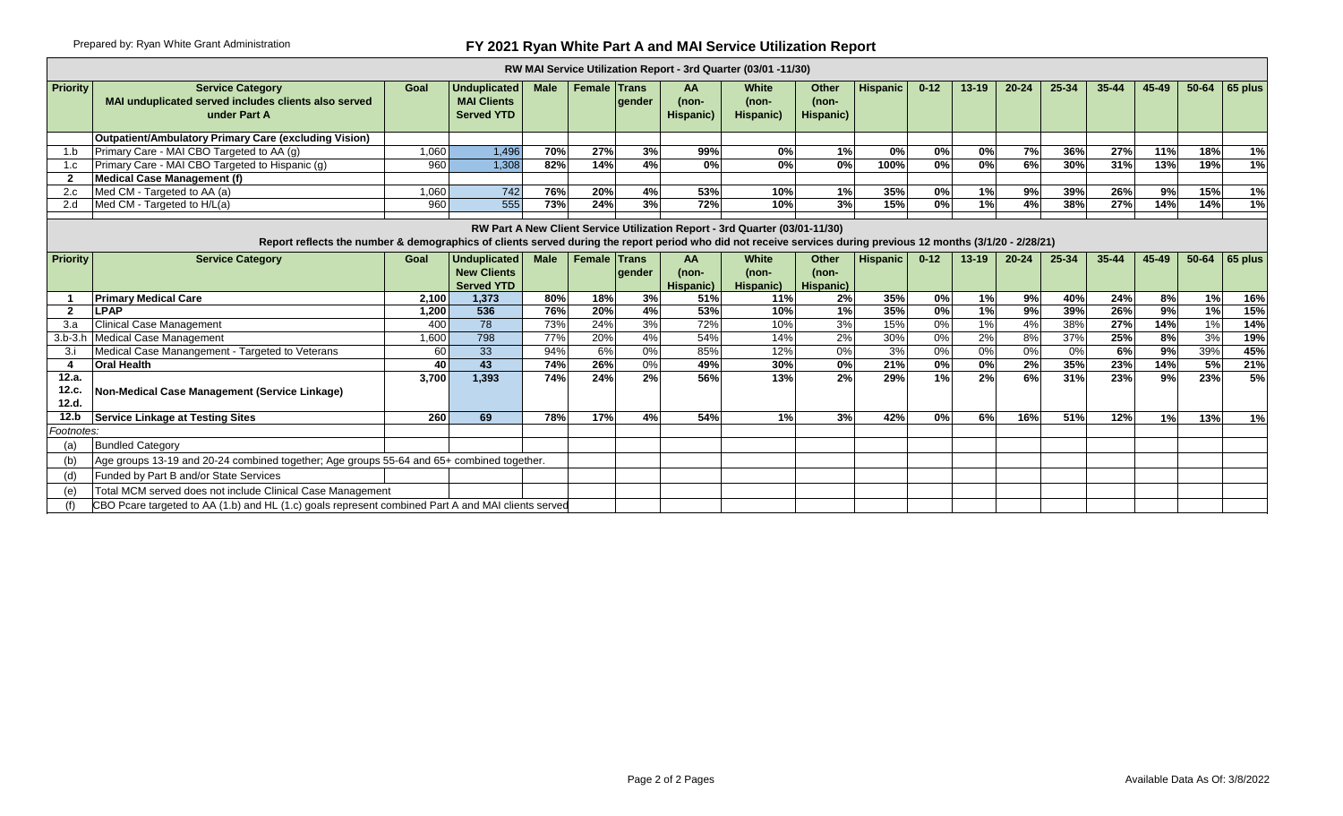Prepared by: Ryan White Grant Administration

# FY 2021 Ryan White Part A and MAI Service Utilization Report

## RW MAI Service Utilization Report - 3rd Quarter (03/01 -11/30)

| Priority | Service Category<br>MAI unduplicated served includes clients also served under Part A | Goal | Unduplicated MAI Clients Served YTD | Male | Female | Trans gender | AA (non-Hispanic) | White (non-Hispanic) | Other (non-Hispanic) | Hispanic | 0-12 | 13-19 | 20-24 | 25-34 | 35-44 | 45-49 | 50-64 | 65 plus |
|---|---|---|---|---|---|---|---|---|---|---|---|---|---|---|---|---|---|---|
| | **Outpatient/Ambulatory Primary Care (excluding Vision)** | | | | | | | | | | | | | | | | | |
| 1.b | Primary Care - MAI CBO Targeted to AA (g) | 1,060 | 1,496 | 70% | 27% | 3% | 99% | 0% | 1% | 0% | 0% | 0% | 7% | 36% | 27% | 11% | 18% | 1% |
| 1.c | Primary Care - MAI CBO Targeted to Hispanic (g) | 960 | 1,308 | 82% | 14% | 4% | 0% | 0% | 0% | 100% | 0% | 0% | 6% | 30% | 31% | 13% | 19% | 1% |
| **2** | **Medical Case Management (f)** | | | | | | | | | | | | | | | | | |
| 2.c | Med CM - Targeted to AA (a) | 1,060 | 742 | 76% | 20% | 4% | 53% | 10% | 1% | 35% | 0% | 1% | 9% | 39% | 26% | 9% | 15% | 1% |
| 2.d | Med CM - Targeted to H/L(a) | 960 | 555 | 73% | 24% | 3% | 72% | 10% | 3% | 15% | 0% | 1% | 4% | 38% | 27% | 14% | 14% | 1% |

## RW Part A New Client Service Utilization Report - 3rd Quarter (03/01-11/30)

**Report reflects the number & demographics of clients served during the report period who did not receive services during previous 12 months (3/1/20 - 2/28/21)**

| Priority | Service Category | Goal | Unduplicated New Clients Served YTD | Male | Female | Trans gender | AA (non-Hispanic) | White (non-Hispanic) | Other (non-Hispanic) | Hispanic | 0-12 | 13-19 | 20-24 | 25-34 | 35-44 | 45-49 | 50-64 | 65 plus |
|---|---|---|---|---|---|---|---|---|---|---|---|---|---|---|---|---|---|---|
| **1** | **Primary Medical Care** | 2,100 | 1,373 | 80% | 18% | 3% | 51% | 11% | 2% | 35% | 0% | 1% | 9% | 40% | 24% | 8% | 1% | 16% |
| **2** | **LPAP** | 1,200 | 536 | 76% | 20% | 4% | 53% | 10% | 1% | 35% | 0% | 1% | 9% | 39% | 26% | 9% | 1% | 15% |
| 3.a | Clinical Case Management | 400 | 78 | 73% | 24% | 3% | 72% | 10% | 3% | 15% | 0% | 1% | 4% | 38% | 27% | 14% | 1% | 14% |
| 3.b-3.h | Medical Case Management | 1,600 | 798 | 77% | 20% | 4% | 54% | 14% | 2% | 30% | 0% | 2% | 8% | 37% | 25% | 8% | 3% | 19% |
| 3.i | Medical Case Manangement - Targeted to Veterans | 60 | 33 | 94% | 6% | 0% | 85% | 12% | 0% | 3% | 0% | 0% | 0% | 0% | 6% | 9% | 39% | 45% |
| **4** | **Oral Health** | 40 | 43 | 74% | 26% | 0% | 49% | 30% | 0% | 21% | 0% | 0% | 2% | 35% | 23% | 14% | 5% | 21% |
| **12.a. 12.c. 12.d.** | **Non-Medical Case Management (Service Linkage)** | 3,700 | 1,393 | 74% | 24% | 2% | 56% | 13% | 2% | 29% | 1% | 2% | 6% | 31% | 23% | 9% | 23% | 5% |
| **12.b** | **Service Linkage at Testing Sites** | 260 | 69 | 78% | 17% | 4% | 54% | 1% | 3% | 42% | 0% | 6% | 16% | 51% | 12% | 1% | 13% | 1% |

*Footnotes:*

| | |
|---|---|
| (a) | Bundled Category |
| (b) | Age groups 13-19 and 20-24 combined together; Age groups 55-64 and 65+ combined together. |
| (d) | Funded by Part B and/or State Services |
| (e) | Total MCM served does not include Clinical Case Management |
| (f) | CBO Pcare targeted to AA (1.b) and HL (1.c) goals represent combined Part A and MAI clients served |

Available Data As Of: 3/8/2022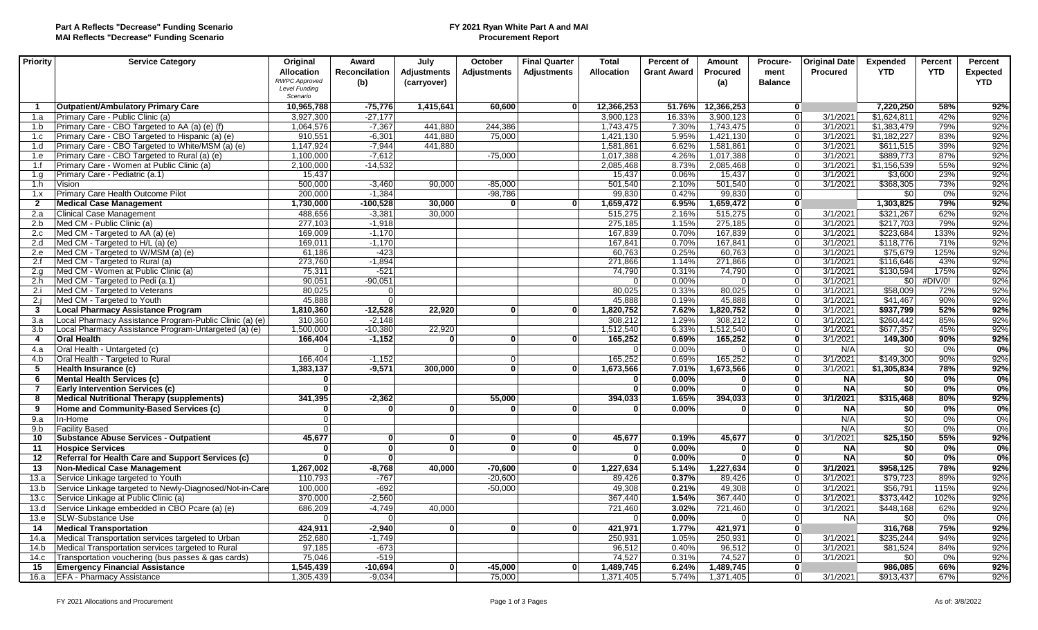**Part A Reflects "Decrease" Funding Scenario**
**MAI Reflects "Decrease" Funding Scenario**

**FY 2021 Ryan White Part A and MAI**
**Procurement Report**

| Priority | Service Category | Original Allocation *RWPC Approved Level Funding Scenario* | Award Reconciliation (b) | July Adjustments (carryover) | October Adjustments | Final Quarter Adjustments | Total Allocation | Percent of Grant Award | Amount Procured (a) | Procure-ment Balance | Original Date Procured | Expended YTD | Percent YTD | Percent Expected YTD |
|---|---|---|---|---|---|---|---|---|---|---|---|---|---|---|
| **1** | **Outpatient/Ambulatory Primary Care** | **10,965,788** | **-75,776** | **1,415,641** | **60,600** | **0** | **12,366,253** | **51.76%** | **12,366,253** | **0** | | **7,220,250** | **58%** | **92%** |
| 1.a | Primary Care - Public Clinic (a) | 3,927,300 | -27,177 | | | | 3,900,123 | 16.33% | 3,900,123 | 0 | 3/1/2021 | $1,624,811 | 42% | 92% |
| 1.b | Primary Care - CBO Targeted to AA (a) (e) (f) | 1,064,576 | -7,367 | 441,880 | 244,386 | | 1,743,475 | 7.30% | 1,743,475 | 0 | 3/1/2021 | $1,383,479 | 79% | 92% |
| 1.c | Primary Care - CBO Targeted to Hispanic (a) (e) | 910,551 | -6,301 | 441,880 | 75,000 | | 1,421,130 | 5.95% | 1,421,130 | 0 | 3/1/2021 | $1,182,227 | 83% | 92% |
| 1.d | Primary Care - CBO Targeted to White/MSM (a) (e) | 1,147,924 | -7,944 | 441,880 | | | 1,581,861 | 6.62% | 1,581,861 | 0 | 3/1/2021 | $611,515 | 39% | 92% |
| 1.e | Primary Care - CBO Targeted to Rural (a) (e) | 1,100,000 | -7,612 | | -75,000 | | 1,017,388 | 4.26% | 1,017,388 | 0 | 3/1/2021 | $889,773 | 87% | 92% |
| 1.f | Primary Care - Women at Public Clinic (a) | 2,100,000 | -14,532 | | | | 2,085,468 | 8.73% | 2,085,468 | 0 | 3/1/2021 | $1,156,539 | 55% | 92% |
| 1.g | Primary Care - Pediatric (a.1) | 15,437 | | | | | 15,437 | 0.06% | 15,437 | 0 | 3/1/2021 | $3,600 | 23% | 92% |
| 1.h | Vision | 500,000 | -3,460 | 90,000 | -85,000 | | 501,540 | 2.10% | 501,540 | 0 | 3/1/2021 | $368,305 | 73% | 92% |
| 1.x | Primary Care Health Outcome Pilot | 200,000 | -1,384 | | -98,786 | | 99,830 | 0.42% | 99,830 | 0 | | $0 | 0% | 92% |
| **2** | **Medical Case Management** | **1,730,000** | **-100,528** | **30,000** | **0** | **0** | **1,659,472** | **6.95%** | **1,659,472** | **0** | | **1,303,825** | **79%** | **92%** |
| 2.a | Clinical Case Management | 488,656 | -3,381 | 30,000 | | | 515,275 | 2.16% | 515,275 | 0 | 3/1/2021 | $321,267 | 62% | 92% |
| 2.b | Med CM - Public Clinic (a) | 277,103 | -1,918 | | | | 275,185 | 1.15% | 275,185 | 0 | 3/1/2021 | $217,703 | 79% | 92% |
| 2.c | Med CM - Targeted to AA (a) (e) | 169,009 | -1,170 | | | | 167,839 | 0.70% | 167,839 | 0 | 3/1/2021 | $223,684 | 133% | 92% |
| 2.d | Med CM - Targeted to H/L (a) (e) | 169,011 | -1,170 | | | | 167,841 | 0.70% | 167,841 | 0 | 3/1/2021 | $118,776 | 71% | 92% |
| 2.e | Med CM - Targeted to W/MSM (a) (e) | 61,186 | -423 | | | | 60,763 | 0.25% | 60,763 | 0 | 3/1/2021 | $75,679 | 125% | 92% |
| 2.f | Med CM - Targeted to Rural (a) | 273,760 | -1,894 | | | | 271,866 | 1.14% | 271,866 | 0 | 3/1/2021 | $116,646 | 43% | 92% |
| 2.g | Med CM - Women at Public Clinic (a) | 75,311 | -521 | | | | 74,790 | 0.31% | 74,790 | 0 | 3/1/2021 | $130,594 | 175% | 92% |
| 2.h | Med CM - Targeted to Pedi (a.1) | 90,051 | -90,051 | | | | 0 | 0.00% | 0 | 0 | 3/1/2021 | $0 | #DIV/0! | 92% |
| 2.i | Med CM - Targeted to Veterans | 80,025 | 0 | | | | 80,025 | 0.33% | 80,025 | 0 | 3/1/2021 | $58,009 | 72% | 92% |
| 2.j | Med CM - Targeted to Youth | 45,888 | 0 | | | | 45,888 | 0.19% | 45,888 | 0 | 3/1/2021 | $41,467 | 90% | 92% |
| **3** | **Local Pharmacy Assistance Program** | **1,810,360** | **-12,528** | **22,920** | **0** | **0** | **1,820,752** | **7.62%** | **1,820,752** | **0** | 3/1/2021 | **$937,799** | **52%** | **92%** |
| 3.a | Local Pharmacy Assistance Program-Public Clinic (a) (e) | 310,360 | -2,148 | | | | 308,212 | 1.29% | 308,212 | 0 | 3/1/2021 | $260,442 | 85% | 92% |
| 3.b | Local Pharmacy Assistance Program-Untargeted (a) (e) | 1,500,000 | -10,380 | 22,920 | | | 1,512,540 | 6.33% | 1,512,540 | 0 | 3/1/2021 | $677,357 | 45% | 92% |
| **4** | **Oral Health** | **166,404** | **-1,152** | **0** | **0** | **0** | **165,252** | **0.69%** | **165,252** | **0** | 3/1/2021 | **149,300** | **90%** | **92%** |
| 4.a | Oral Health - Untargeted (c) | 0 | | | | | 0 | 0.00% | 0 | 0 | N/A | $0 | 0% | **0%** |
| 4.b | Oral Health - Targeted to Rural | 166,404 | -1,152 | | 0 | | 165,252 | 0.69% | 165,252 | 0 | 3/1/2021 | $149,300 | 90% | 92% |
| **5** | **Health Insurance (c)** | **1,383,137** | **-9,571** | **300,000** | **0** | **0** | **1,673,566** | **7.01%** | **1,673,566** | **0** | 3/1/2021 | **$1,305,834** | **78%** | **92%** |
| **6** | **Mental Health Services (c)** | **0** | | | | | **0** | **0.00%** | **0** | **0** | **NA** | **$0** | **0%** | **0%** |
| **7** | **Early Intervention Services (c)** | **0** | | | | | **0** | **0.00%** | **0** | **0** | **NA** | **$0** | **0%** | **0%** |
| **8** | **Medical Nutritional Therapy (supplements)** | **341,395** | **-2,362** | | **55,000** | | **394,033** | **1.65%** | **394,033** | **0** | **3/1/2021** | **$315,468** | **80%** | **92%** |
| **9** | **Home and Community-Based Services (c)** | **0** | **0** | **0** | **0** | **0** | **0** | **0.00%** | **0** | **0** | **NA** | **$0** | **0%** | **0%** |
| 9.a | In-Home | 0 | | | | | | | | | N/A | $0 | 0% | 0% |
| 9.b | Facility Based | 0 | | | | | | | | | N/A | $0 | 0% | 0% |
| **10** | **Substance Abuse Services - Outpatient** | **45,677** | **0** | **0** | **0** | **0** | **45,677** | **0.19%** | **45,677** | **0** | 3/1/2021 | **$25,150** | **55%** | **92%** |
| **11** | **Hospice Services** | **0** | **0** | **0** | **0** | **0** | **0** | **0.00%** | **0** | **0** | **NA** | **$0** | **0%** | **0%** |
| **12** | **Referral for Health Care and Support Services (c)** | **0** | **0** | | | | **0** | **0.00%** | **0** | **0** | **NA** | **$0** | **0%** | **0%** |
| **13** | **Non-Medical Case Management** | **1,267,002** | **-8,768** | **40,000** | **-70,600** | **0** | **1,227,634** | **5.14%** | **1,227,634** | **0** | **3/1/2021** | **$958,125** | **78%** | **92%** |
| 13.a | Service Linkage targeted to Youth | 110,793 | -767 | | -20,600 | | 89,426 | **0.37%** | 89,426 | 0 | 3/1/2021 | $79,723 | 89% | 92% |
| 13.b | Service Linkage targeted to Newly-Diagnosed/Not-in-Care | 100,000 | -692 | | -50,000 | | 49,308 | **0.21%** | 49,308 | 0 | 3/1/2021 | $56,791 | 115% | 92% |
| 13.c | Service Linkage at Public Clinic (a) | 370,000 | -2,560 | | | | 367,440 | **1.54%** | 367,440 | 0 | 3/1/2021 | $373,442 | 102% | 92% |
| 13.d | Service Linkage embedded in CBO Pcare (a) (e) | 686,209 | -4,749 | 40,000 | | | 721,460 | **3.02%** | 721,460 | 0 | 3/1/2021 | $448,168 | 62% | 92% |
| 13.e | SLW-Substance Use | 0 | 0 | | | | 0 | **0.00%** | 0 | 0 | NA | $0 | 0% | 0% |
| **14** | **Medical Transportation** | **424,911** | **-2,940** | **0** | **0** | **0** | **421,971** | **1.77%** | **421,971** | **0** | | **316,768** | **75%** | **92%** |
| 14.a | Medical Transportation services targeted to Urban | 252,680 | -1,749 | | | | 250,931 | 1.05% | 250,931 | 0 | 3/1/2021 | $235,244 | 94% | 92% |
| 14.b | Medical Transportation services targeted to Rural | 97,185 | -673 | | | | 96,512 | 0.40% | 96,512 | 0 | 3/1/2021 | $81,524 | 84% | 92% |
| 14.c | Transportation vouchering (bus passes & gas cards) | 75,046 | -519 | | | | 74,527 | 0.31% | 74,527 | 0 | 3/1/2021 | $0 | 0% | 92% |
| **15** | **Emergency Financial Assistance** | **1,545,439** | **-10,694** | **0** | **-45,000** | **0** | **1,489,745** | **6.24%** | **1,489,745** | **0** | | **986,085** | **66%** | **92%** |
| 16.a | EFA - Pharmacy Assistance | 1,305,439 | -9,034 | | 75,000 | | 1,371,405 | 5.74% | 1,371,405 | 0 | 3/1/2021 | $913,437 | 67% | 92% |

FY 2021 Allocations and Procurement

As of: 3/8/2022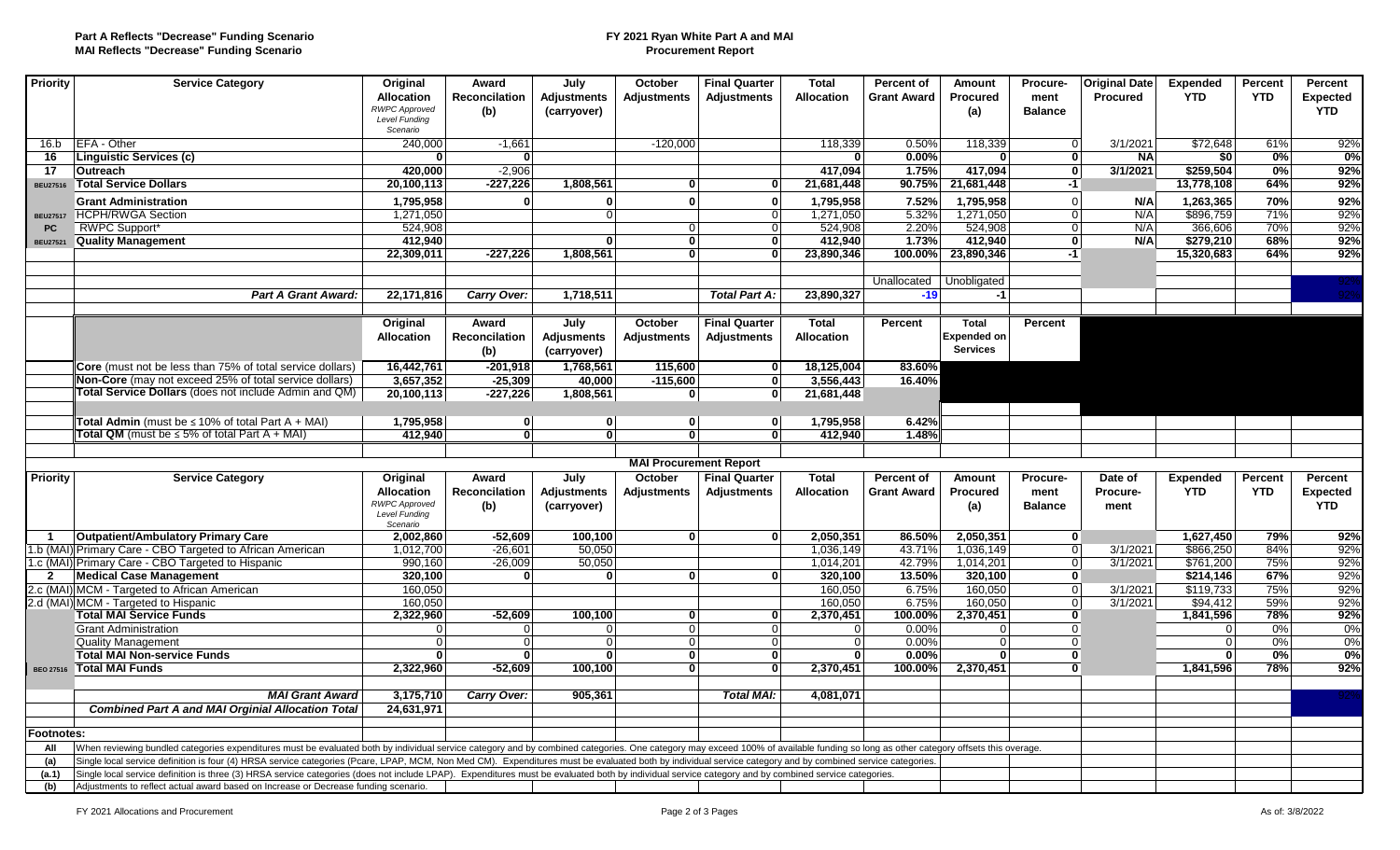**Part A Reflects "Decrease" Funding Scenario**
**MAI Reflects "Decrease" Funding Scenario**

# FY 2021 Ryan White Part A and MAI
## Procurement Report

| Priority | Service Category | Original Allocation RWPC Approved Level Funding Scenario | Award Reconciliation (b) | July Adjustments (carryover) | October Adjustments | Final Quarter Adjustments | Total Allocation | Percent of Grant Award | Amount Procured (a) | Procure-ment Balance | Original Date Procured | Expended YTD | Percent YTD | Percent Expected YTD |
|---|---|---|---|---|---|---|---|---|---|---|---|---|---|---|
| 16.b | EFA - Other | 240,000 | -1,661 | | -120,000 | | 118,339 | 0.50% | 118,339 | 0 | 3/1/2021 | $72,648 | 61% | 92% |
| 16 | **Linguistic Services (c)** | **0** | **0** | | | | **0** | **0.00%** | **0** | **0** | **NA** | **$0** | **0%** | **0%** |
| 17 | **Outreach** | **420,000** | **-2,906** | | | | **417,094** | **1.75%** | **417,094** | **0** | **3/1/2021** | **$259,504** | **0%** | **92%** |
| BEU27516 | **Total Service Dollars** | **20,100,113** | **-227,226** | **1,808,561** | **0** | **0** | **21,681,448** | **90.75%** | **21,681,448** | **-1** | | **13,778,108** | **64%** | **92%** |
| | **Grant Administration** | **1,795,958** | **0** | **0** | **0** | **0** | **1,795,958** | **7.52%** | **1,795,958** | 0 | **N/A** | **1,263,365** | **70%** | **92%** |
| BEU27517 | HCPH/RWGA Section | 1,271,050 | | 0 | | 0 | 1,271,050 | 5.32% | 1,271,050 | 0 | N/A | $896,759 | 71% | 92% |
| PC | RWPC Support* | 524,908 | | | 0 | 0 | 524,908 | 2.20% | 524,908 | 0 | N/A | 366,606 | 70% | 92% |
| BEU27521 | **Quality Management** | **412,940** | | **0** | **0** | **0** | **412,940** | **1.73%** | **412,940** | **0** | **N/A** | **$279,210** | **68%** | **92%** |
| | | **22,309,011** | **-227,226** | **1,808,561** | **0** | **0** | **23,890,346** | **100.00%** | **23,890,346** | **-1** | | **15,320,683** | **64%** | **92%** |
| | | | | | | | | Unallocated | Unobligated | | | | | |
| | ***Part A Grant Award:*** | **22,171,816** | ***Carry Over:*** | **1,718,511** | | ***Total Part A:*** | **23,890,327** | **-19** | **-1** | | | | | |

| | | Original Allocation | Award Reconciliation (b) | July Adjustments (carryover) | October Adjustments | Final Quarter Adjustments | Total Allocation | Percent | Total Expended on Services | Percent |
|---|---|---|---|---|---|---|---|---|---|---|
| | **Core** (must not be less than 75% of total service dollars) | **16,442,761** | **-201,918** | **1,768,561** | **115,600** | **0** | **18,125,004** | **83.60%** | | |
| | **Non-Core** (may not exceed 25% of total service dollars) | **3,657,352** | **-25,309** | **40,000** | **-115,600** | **0** | **3,556,443** | **16.40%** | | |
| | **Total Service Dollars** (does not include Admin and QM) | **20,100,113** | **-227,226** | **1,808,561** | **0** | **0** | **21,681,448** | | | |
| | **Total Admin** (must be ≤ 10% of total Part A + MAI) | **1,795,958** | **0** | **0** | **0** | **0** | **1,795,958** | **6.42%** | | |
| | **Total QM** (must be ≤ 5% of total Part A + MAI) | **412,940** | **0** | **0** | **0** | **0** | **412,940** | **1.48%** | | |

**MAI Procurement Report**

| Priority | Service Category | Original Allocation RWPC Approved Level Funding Scenario | Award Reconciliation (b) | July Adjustments (carryover) | October Adjustments | Final Quarter Adjustments | Total Allocation | Percent of Grant Award | Amount Procured (a) | Procure-ment Balance | Date of Procure-ment | Expended YTD | Percent YTD | Percent Expected YTD |
|---|---|---|---|---|---|---|---|---|---|---|---|---|---|---|
| 1 | **Outpatient/Ambulatory Primary Care** | **2,002,860** | **-52,609** | **100,100** | **0** | **0** | **2,050,351** | **86.50%** | **2,050,351** | **0** | | **1,627,450** | **79%** | **92%** |
| 1.b (MAI) | Primary Care - CBO Targeted to African American | 1,012,700 | -26,601 | 50,050 | | | 1,036,149 | 43.71% | 1,036,149 | 0 | 3/1/2021 | $866,250 | 84% | 92% |
| 1.c (MAI) | Primary Care - CBO Targeted to Hispanic | 990,160 | -26,009 | 50,050 | | | 1,014,201 | 42.79% | 1,014,201 | 0 | 3/1/2021 | $761,200 | 75% | 92% |
| 2 | **Medical Case Management** | **320,100** | **0** | **0** | **0** | **0** | **320,100** | **13.50%** | **320,100** | **0** | | **$214,146** | **67%** | **92%** |
| 2.c (MAI) | MCM - Targeted to African American | 160,050 | | | | | 160,050 | 6.75% | 160,050 | 0 | 3/1/2021 | $119,733 | 75% | 92% |
| 2.d (MAI) | MCM - Targeted to Hispanic | 160,050 | | | | | 160,050 | 6.75% | 160,050 | 0 | 3/1/2021 | $94,412 | 59% | 92% |
| | **Total MAI Service Funds** | **2,322,960** | **-52,609** | **100,100** | **0** | **0** | **2,370,451** | **100.00%** | **2,370,451** | **0** | | **1,841,596** | **78%** | **92%** |
| | Grant Administration | 0 | 0 | 0 | 0 | 0 | 0 | 0.00% | 0 | 0 | | 0 | 0% | 0% |
| | Quality Management | 0 | 0 | 0 | 0 | 0 | 0 | 0.00% | 0 | 0 | | 0 | 0% | 0% |
| | **Total MAI Non-service Funds** | **0** | **0** | **0** | **0** | **0** | **0** | **0.00%** | **0** | **0** | | **0** | **0%** | **0%** |
| BEO 27516 | **Total MAI Funds** | **2,322,960** | **-52,609** | **100,100** | **0** | **0** | **2,370,451** | **100.00%** | **2,370,451** | **0** | | **1,841,596** | **78%** | **92%** |
| | ***MAI Grant Award*** | **3,175,710** | ***Carry Over:*** | **905,361** | | ***Total MAI:*** | **4,081,071** | | | | | | | |
| | ***Combined Part A and MAI Orginial Allocation Total*** | **24,631,971** | | | | | | | | | | | | |

**Footnotes:**

- **All** When reviewing bundled categories expenditures must be evaluated both by individual service category and by combined categories. One category may exceed 100% of available funding so long as other category offsets this overage.
- **(a)** Single local service definition is four (4) HRSA service categories (Pcare, LPAP, MCM, Non Med CM). Expenditures must be evaluated both by individual service category and by combined service categories.
- **(a.1)** Single local service definition is three (3) HRSA service categories (does not include LPAP). Expenditures must be evaluated both by individual service category and by combined service categories.
- **(b)** Adjustments to reflect actual award based on Increase or Decrease funding scenario.

FY 2021 Allocations and Procurement

As of: 3/8/2022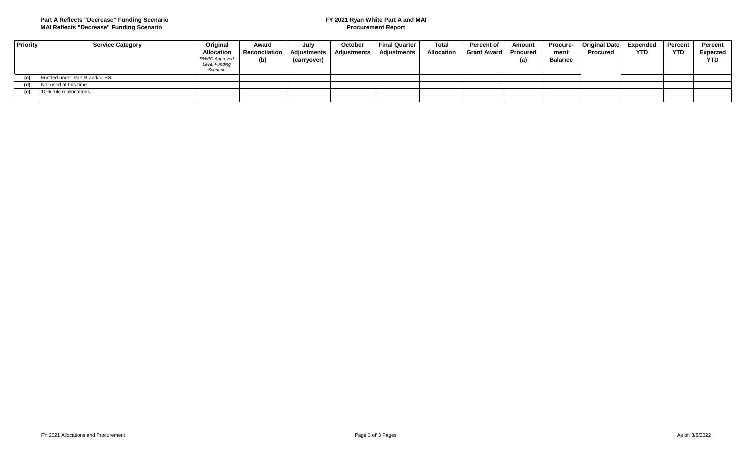**Part A Reflects "Decrease" Funding Scenario**
**MAI Reflects "Decrease" Funding Scenario**

**FY 2021 Ryan White Part A and MAI**
**Procurement Report**

| Priority | Service Category | Original Allocation *RWPC Approved Level Funding Scenario* | Award Reconcilation (b) | July Adjustments (carryover) | October Adjustments | Final Quarter Adjustments | Total Allocation | Percent of Grant Award | Amount Procured (a) | Procure-ment Balance | Original Date Procured | Expended YTD | Percent YTD | Percent Expected YTD |
|---|---|---|---|---|---|---|---|---|---|---|---|---|---|---|
| (c) | Funded under Part B and/or SS | | | | | | | | | | | | | |
| (d) | Not used at this time | | | | | | | | | | | | | |
| (e) | 10% rule reallocations | | | | | | | | | | | | | |
| | | | | | | | | | | | | | | |

FY 2021 Allocations and Procurement

As of: 3/8/2022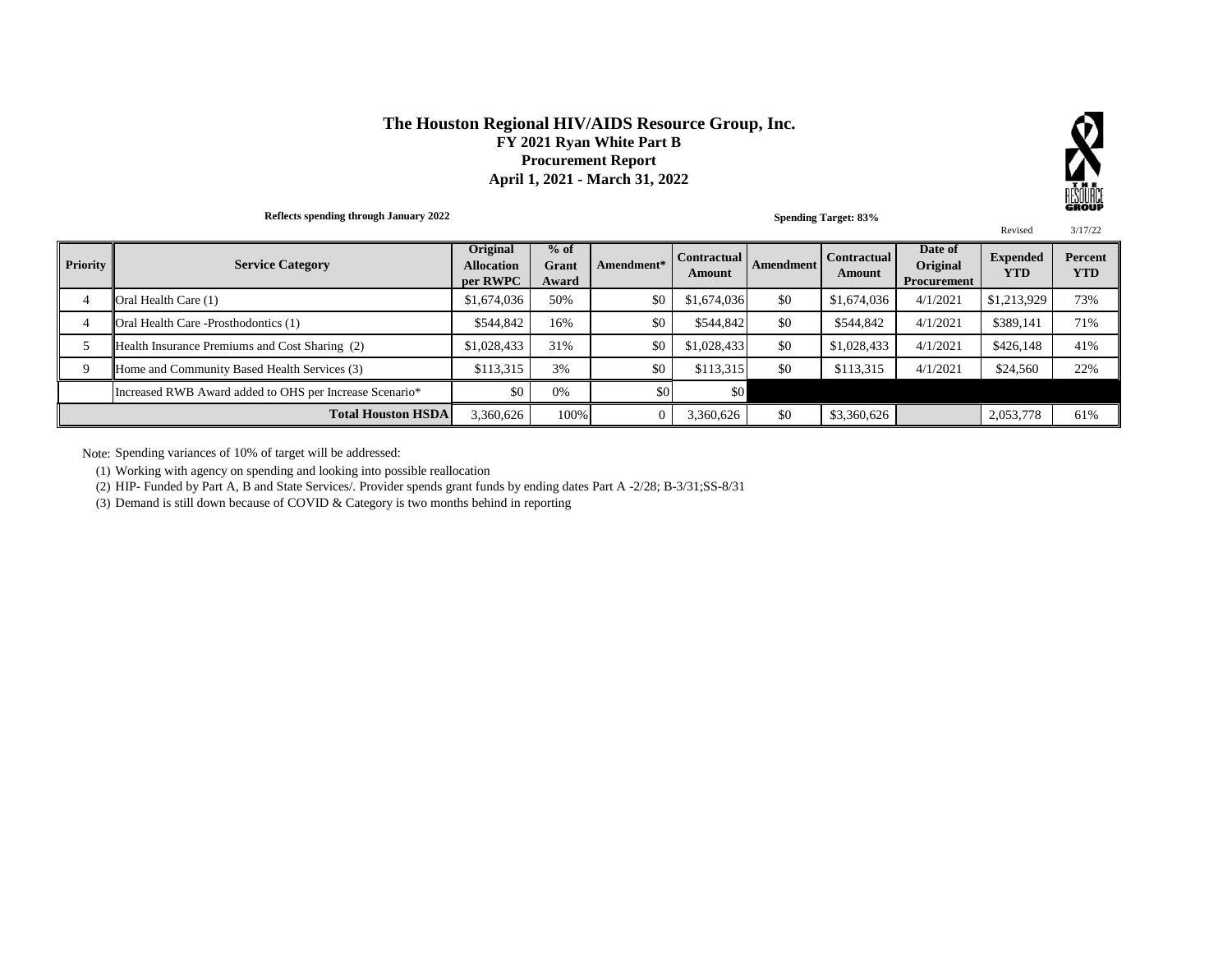# The Houston Regional HIV/AIDS Resource Group, Inc.

**FY 2021 Ryan White Part B**

**Procurement Report**

**April 1, 2021 - March 31, 2022**

**Reflects spending through January 2022**

**Spending Target: 83%**

Revised 3/17/22

| Priority | Service Category | Original Allocation per RWPC | % of Grant Award | Amendment* | Contractual Amount | Amendment | Contractual Amount | Date of Original Procurement | Expended YTD | Percent YTD |
|---|---|---|---|---|---|---|---|---|---|---|
| 4 | Oral Health Care (1) | $1,674,036 | 50% | $0 | $1,674,036 | $0 | $1,674,036 | 4/1/2021 | $1,213,929 | 73% |
| 4 | Oral Health Care -Prosthodontics (1) | $544,842 | 16% | $0 | $544,842 | $0 | $544,842 | 4/1/2021 | $389,141 | 71% |
| 5 | Health Insurance Premiums and Cost Sharing (2) | $1,028,433 | 31% | $0 | $1,028,433 | $0 | $1,028,433 | 4/1/2021 | $426,148 | 41% |
| 9 | Home and Community Based Health Services (3) | $113,315 | 3% | $0 | $113,315 | $0 | $113,315 | 4/1/2021 | $24,560 | 22% |
| | Increased RWB Award added to OHS per Increase Scenario* | $0 | 0% | $0 | $0 | | | | | |
| | **Total Houston HSDA** | 3,360,626 | 100% | 0 | 3,360,626 | $0 | $3,360,626 | | 2,053,778 | 61% |

Note: Spending variances of 10% of target will be addressed:

(1) Working with agency on spending and looking into possible reallocation

(2) HIP- Funded by Part A, B and State Services/. Provider spends grant funds by ending dates Part A -2/28; B-3/31;SS-8/31

(3) Demand is still down because of COVID & Category is two months behind in reporting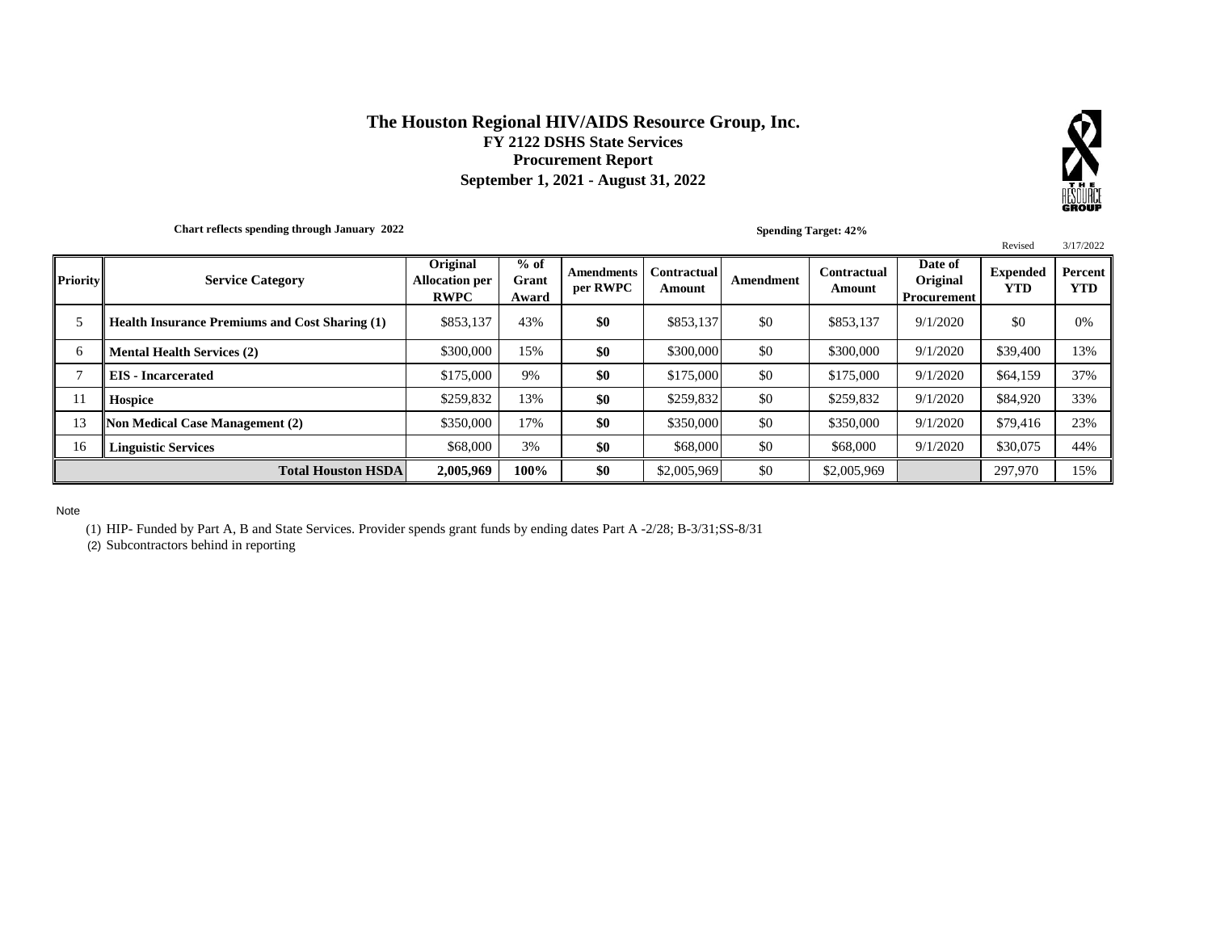# The Houston Regional HIV/AIDS Resource Group, Inc.

## FY 2122 DSHS State Services

## Procurement Report

## September 1, 2021 - August 31, 2022

**Chart reflects spending through January 2022**

**Spending Target: 42%**

Revised 3/17/2022

| Priority | Service Category | Original Allocation per RWPC | % of Grant Award | Amendments per RWPC | Contractual Amount | Amendment | Contractual Amount | Date of Original Procurement | Expended YTD | Percent YTD |
|---|---|---|---|---|---|---|---|---|---|---|
| 5 | **Health Insurance Premiums and Cost Sharing (1)** | $853,137 | 43% | **$0** | $853,137 | $0 | $853,137 | 9/1/2020 | $0 | 0% |
| 6 | **Mental Health Services (2)** | $300,000 | 15% | **$0** | $300,000 | $0 | $300,000 | 9/1/2020 | $39,400 | 13% |
| 7 | **EIS - Incarcerated** | $175,000 | 9% | **$0** | $175,000 | $0 | $175,000 | 9/1/2020 | $64,159 | 37% |
| 11 | **Hospice** | $259,832 | 13% | **$0** | $259,832 | $0 | $259,832 | 9/1/2020 | $84,920 | 33% |
| 13 | **Non Medical Case Management (2)** | $350,000 | 17% | **$0** | $350,000 | $0 | $350,000 | 9/1/2020 | $79,416 | 23% |
| 16 | **Linguistic Services** | $68,000 | 3% | **$0** | $68,000 | $0 | $68,000 | 9/1/2020 | $30,075 | 44% |
| | **Total Houston HSDA** | **2,005,969** | **100%** | **$0** | $2,005,969 | $0 | $2,005,969 | | 297,970 | 15% |

Note

(1) HIP- Funded by Part A, B and State Services. Provider spends grant funds by ending dates Part A -2/28; B-3/31;SS-8/31

(2) Subcontractors behind in reporting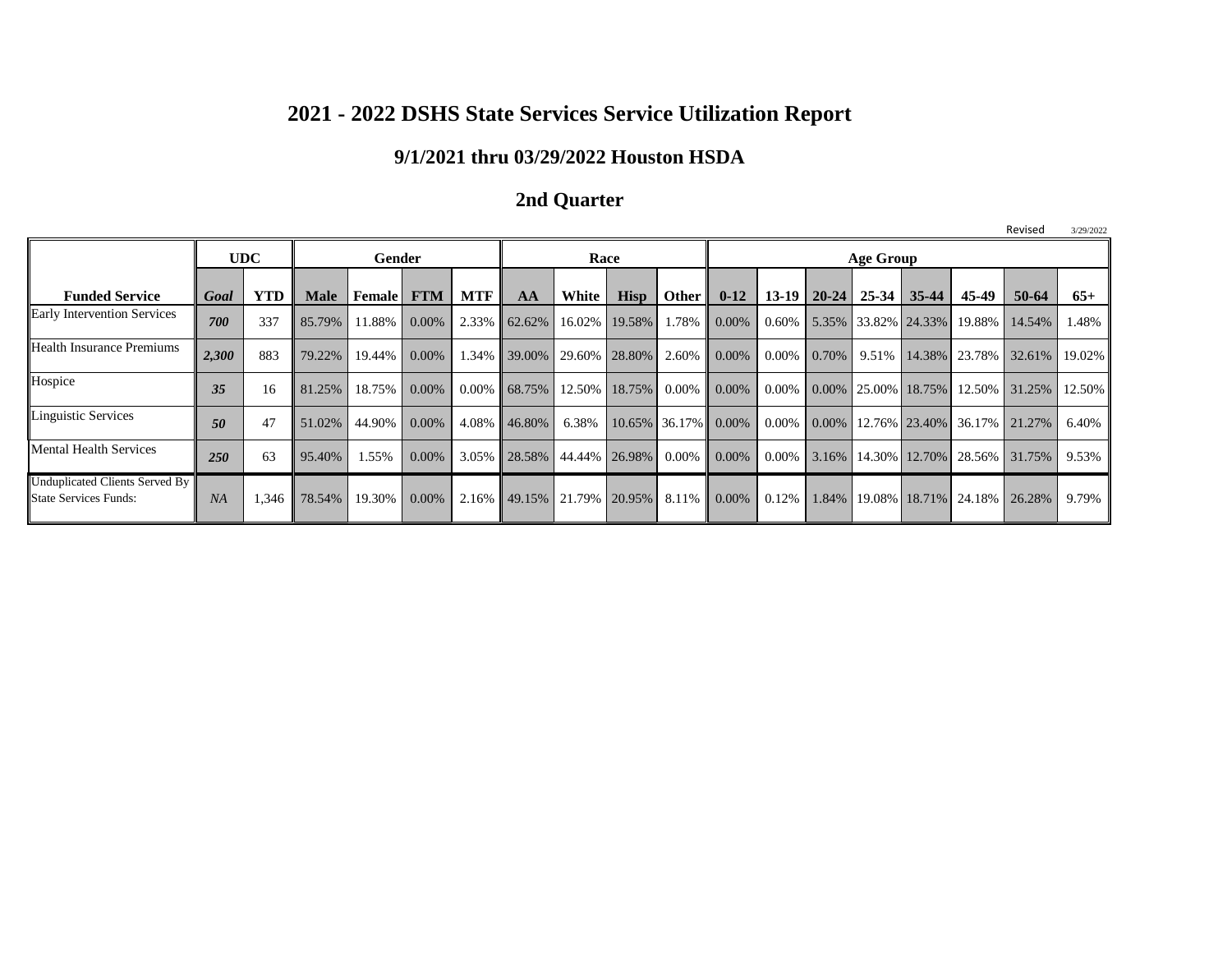# 2021 - 2022 DSHS State Services Service Utilization Report

## 9/1/2021 thru 03/29/2022 Houston HSDA

## 2nd Quarter

Revised 3/29/2022

| | UDC | | Gender | | | | Race | | | | Age Group | | | | | | | |
|---|---|---|---|---|---|---|---|---|---|---|---|---|---|---|---|---|---|---|
| **Funded Service** | ***Goal*** | **YTD** | **Male** | **Female** | **FTM** | **MTF** | **AA** | **White** | **Hisp** | **Other** | **0-12** | **13-19** | **20-24** | **25-34** | **35-44** | **45-49** | **50-64** | **65+** |
| Early Intervention Services | ***700*** | 337 | 85.79% | 11.88% | 0.00% | 2.33% | 62.62% | 16.02% | 19.58% | 1.78% | 0.00% | 0.60% | 5.35% | 33.82% | 24.33% | 19.88% | 14.54% | 1.48% |
| Health Insurance Premiums | ***2,300*** | 883 | 79.22% | 19.44% | 0.00% | 1.34% | 39.00% | 29.60% | 28.80% | 2.60% | 0.00% | 0.00% | 0.70% | 9.51% | 14.38% | 23.78% | 32.61% | 19.02% |
| Hospice | ***35*** | 16 | 81.25% | 18.75% | 0.00% | 0.00% | 68.75% | 12.50% | 18.75% | 0.00% | 0.00% | 0.00% | 0.00% | 25.00% | 18.75% | 12.50% | 31.25% | 12.50% |
| Linguistic Services | ***50*** | 47 | 51.02% | 44.90% | 0.00% | 4.08% | 46.80% | 6.38% | 10.65% | 36.17% | 0.00% | 0.00% | 0.00% | 12.76% | 23.40% | 36.17% | 21.27% | 6.40% |
| Mental Health Services | ***250*** | 63 | 95.40% | 1.55% | 0.00% | 3.05% | 28.58% | 44.44% | 26.98% | 0.00% | 0.00% | 0.00% | 3.16% | 14.30% | 12.70% | 28.56% | 31.75% | 9.53% |
| Unduplicated Clients Served By State Services Funds: | ***NA*** | 1,346 | 78.54% | 19.30% | 0.00% | 2.16% | 49.15% | 21.79% | 20.95% | 8.11% | 0.00% | 0.12% | 1.84% | 19.08% | 18.71% | 24.18% | 26.28% | 9.79% |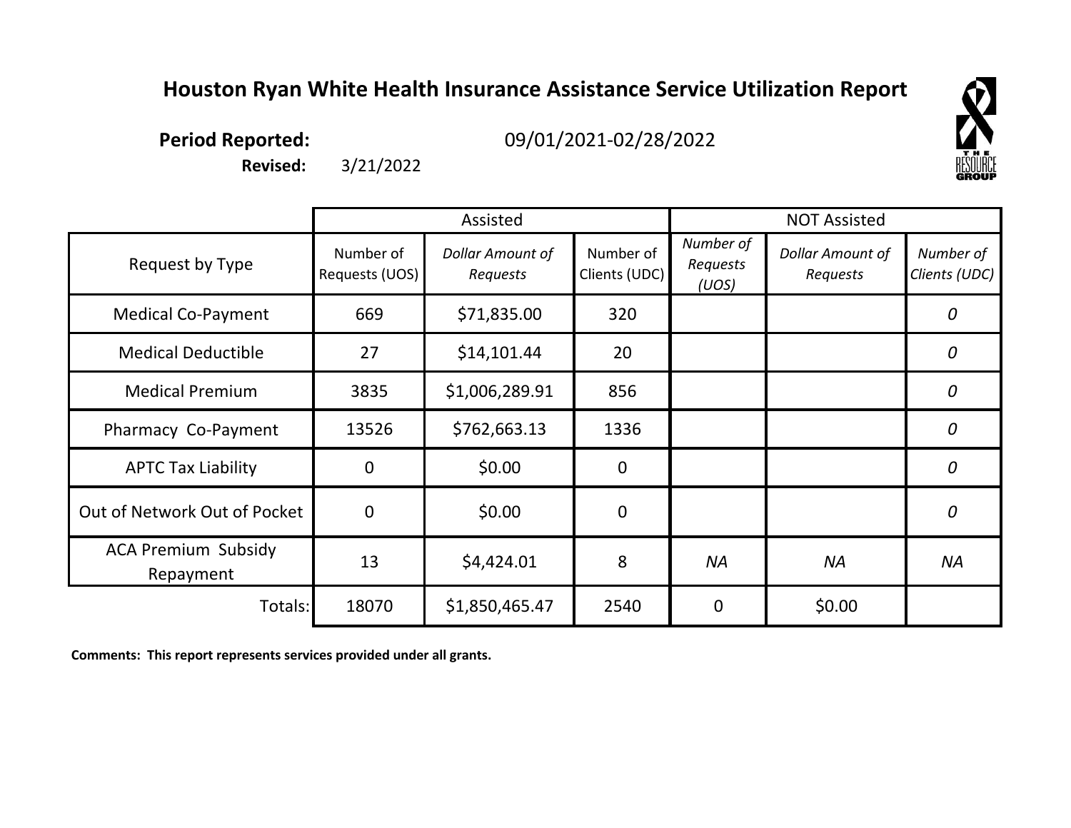# Houston Ryan White Health Insurance Assistance Service Utilization Report

**Period Reported:** 09/01/2021-02/28/2022

**Revised:** 3/21/2022

| | Assisted | | | NOT Assisted | | |
|---|---|---|---|---|---|---|
| Request by Type | Number of Requests (UOS) | *Dollar Amount of Requests* | Number of Clients (UDC) | *Number of Requests (UOS)* | *Dollar Amount of Requests* | *Number of Clients (UDC)* |
| Medical Co-Payment | 669 | $71,835.00 | 320 | | | *0* |
| Medical Deductible | 27 | $14,101.44 | 20 | | | *0* |
| Medical Premium | 3835 | $1,006,289.91 | 856 | | | *0* |
| Pharmacy Co-Payment | 13526 | $762,663.13 | 1336 | | | *0* |
| APTC Tax Liability | 0 | $0.00 | 0 | | | *0* |
| Out of Network Out of Pocket | 0 | $0.00 | 0 | | | *0* |
| ACA Premium Subsidy Repayment | 13 | $4,424.01 | 8 | *NA* | *NA* | *NA* |
| Totals: | 18070 | $1,850,465.47 | 2540 | 0 | $0.00 | |

**Comments: This report represents services provided under all grants.**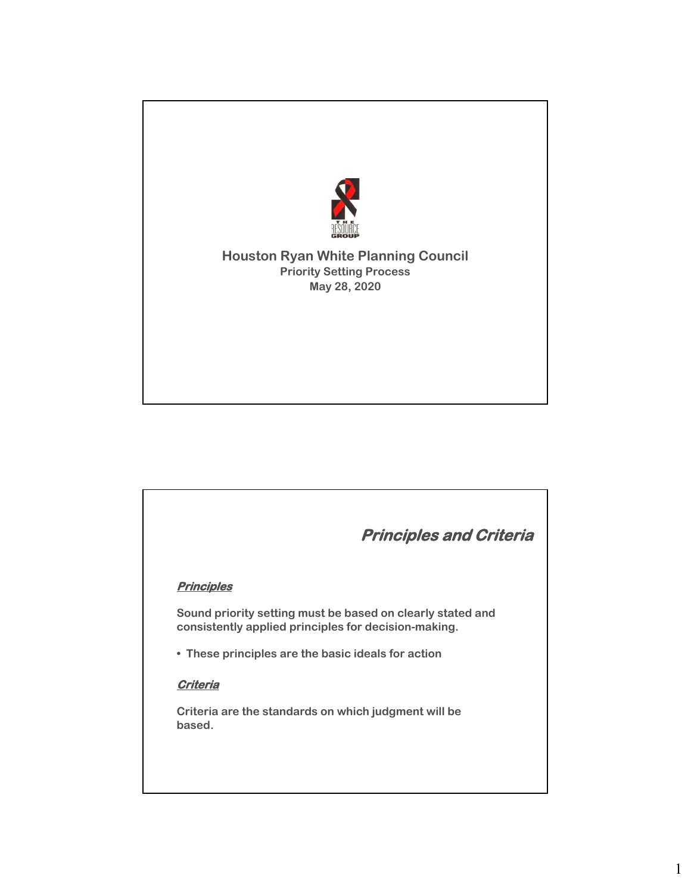THE RESOURCE GROUP

# Houston Ryan White Planning Council

**Priority Setting Process**

**May 28, 2020**

## *Principles and Criteria*

***Principles***

Sound priority setting must be based on clearly stated and consistently applied principles for decision-making.

- These principles are the basic ideals for action

***Criteria***

Criteria are the standards on which judgment will be based.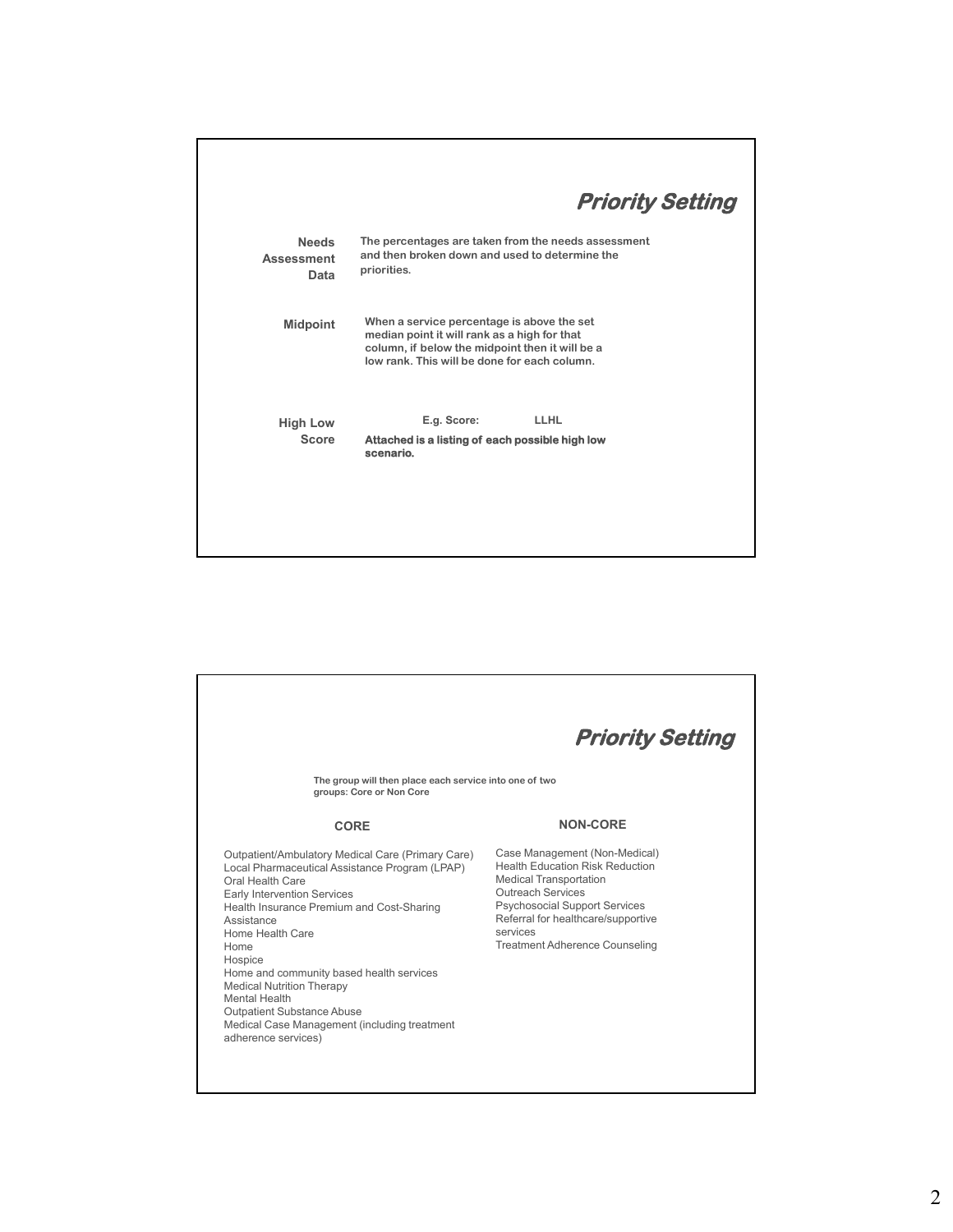## Priority Setting

**Needs Assessment Data**

The percentages are taken from the needs assessment and then broken down and used to determine the priorities.

**Midpoint**

When a service percentage is above the set median point it will rank as a high for that column, if below the midpoint then it will be a low rank. This will be done for each column.

**High Low Score**

E.g. Score: LLHL

**Attached is a listing of each possible high low scenario.**

## Priority Setting

The group will then place each service into one of two groups: Core or Non Core

### CORE

Outpatient/Ambulatory Medical Care (Primary Care)
Local Pharmaceutical Assistance Program (LPAP)
Oral Health Care
Early Intervention Services
Health Insurance Premium and Cost-Sharing Assistance
Home Health Care
Home
Hospice
Home and community based health services
Medical Nutrition Therapy
Mental Health
Outpatient Substance Abuse
Medical Case Management (including treatment adherence services)

### NON-CORE

Case Management (Non-Medical)
Health Education Risk Reduction
Medical Transportation
Outreach Services
Psychosocial Support Services
Referral for healthcare/supportive services
Treatment Adherence Counseling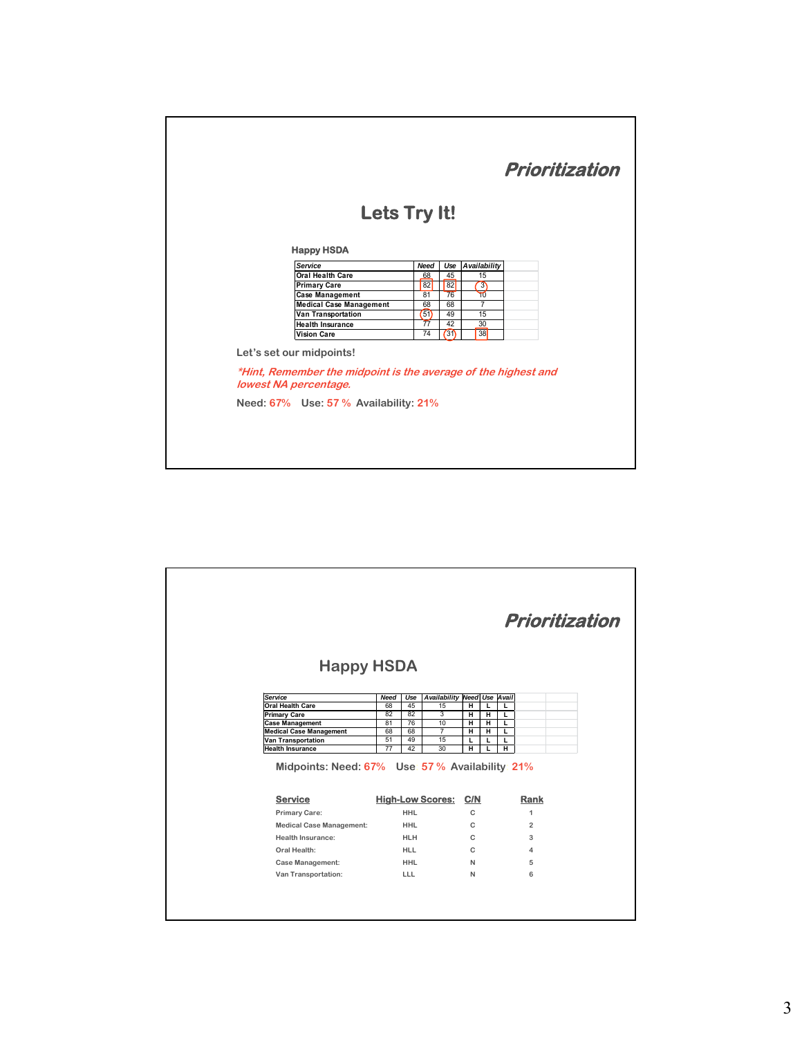## Prioritization

### Lets Try It!

**Happy HSDA**

| Service | Need | Use | Availability |
|---|---|---|---|
| Oral Health Care | 68 | 45 | 15 |
| Primary Care | 82 | 82 | 3 |
| Case Management | 81 | 76 | 10 |
| Medical Case Management | 68 | 68 | 7 |
| Van Transportation | 51 | 49 | 15 |
| Health Insurance | 77 | 42 | 30 |
| Vision Care | 74 | 31 | 38 |

Let's set our midpoints!

*\*Hint, Remember the midpoint is the average of the highest and lowest NA percentage.*

Need: 67%   Use: 57 %  Availability: 21%

## Prioritization

### Happy HSDA

| Service | Need | Use | Availability | Need | Use | Avail |
|---|---|---|---|---|---|---|
| Oral Health Care | 68 | 45 | 15 | H | L | L |
| Primary Care | 82 | 82 | 3 | H | H | L |
| Case Management | 81 | 76 | 10 | H | H | L |
| Medical Case Management | 68 | 68 | 7 | H | H | L |
| Van Transportation | 51 | 49 | 15 | L | L | L |
| Health Insurance | 77 | 42 | 30 | H | L | H |

Midpoints: Need: 67%   Use 57 %  Availability 21%

| Service | High-Low Scores: | C/N | Rank |
|---|---|---|---|
| Primary Care: | HHL | C | 1 |
| Medical Case Management: | HHL | C | 2 |
| Health Insurance: | HLH | C | 3 |
| Oral Health: | HLL | C | 4 |
| Case Management: | HHL | N | 5 |
| Van Transportation: | LLL | N | 6 |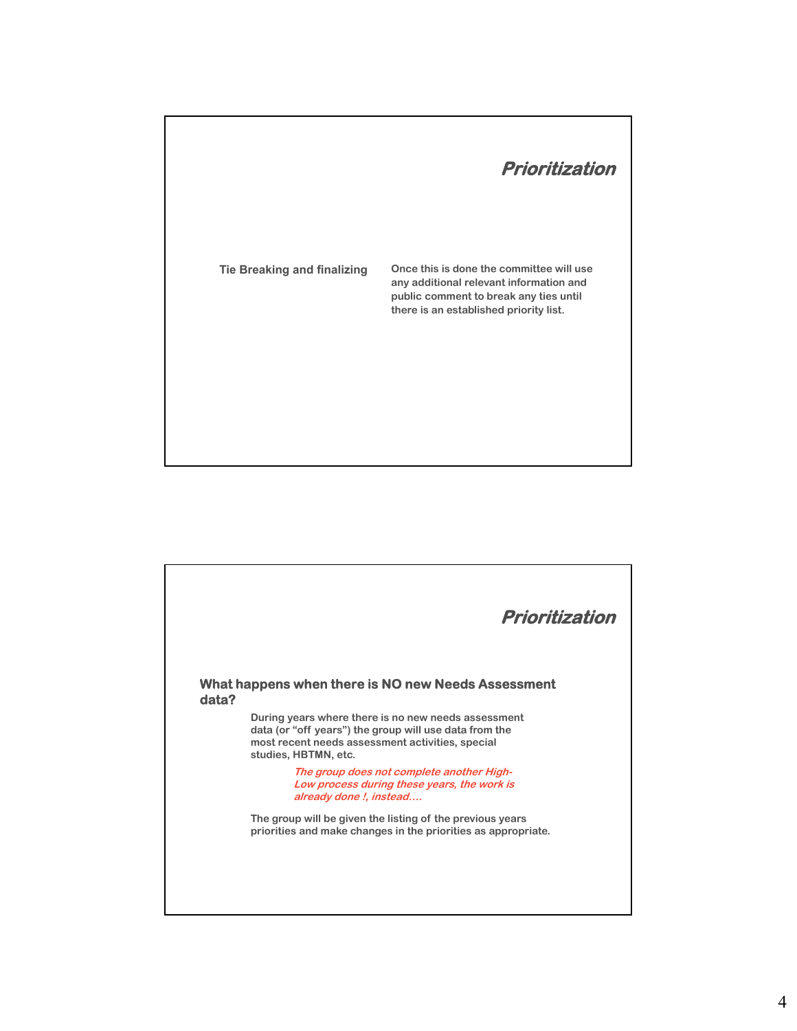## *Prioritization*

**Tie Breaking and finalizing**

**Once this is done the committee will use any additional relevant information and public comment to break any ties until there is an established priority list.**

## *Prioritization*

### What happens when there is NO new Needs Assessment data?

**During years where there is no new needs assessment data (or "off years") the group will use data from the most recent needs assessment activities, special studies, HBTMN, etc.**

***The group does not complete another High-Low process during these years, the work is already done !, instead….***

**The group will be given the listing of the previous years priorities and make changes in the priorities as appropriate.**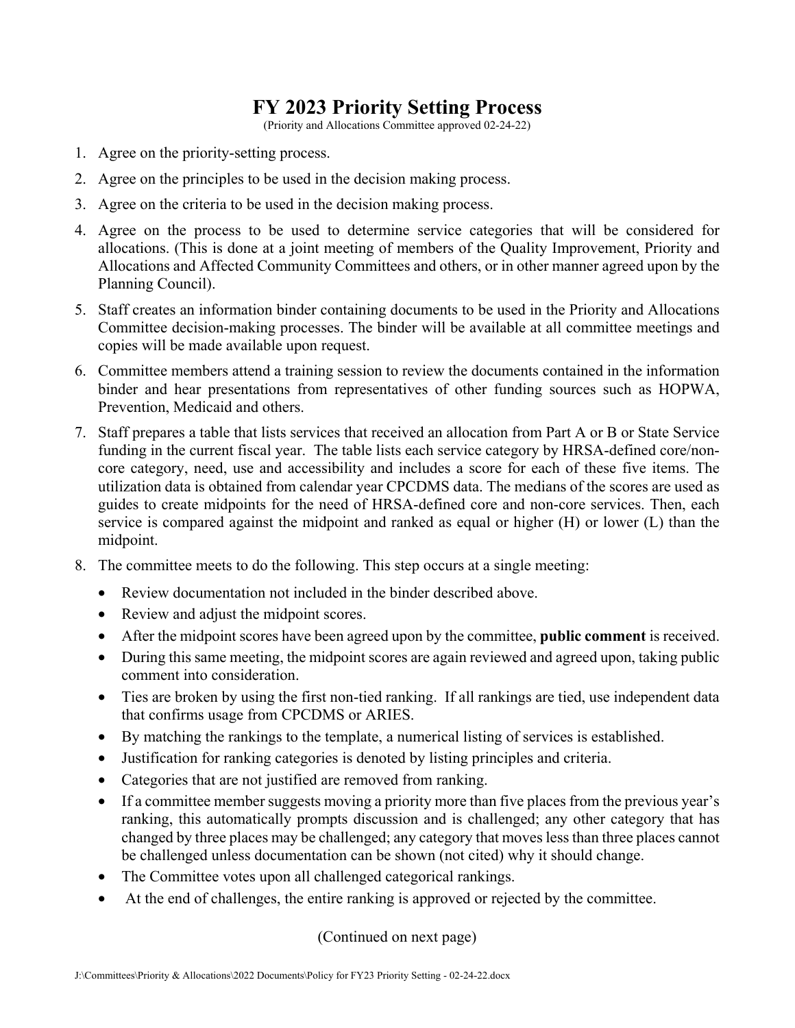# FY 2023 Priority Setting Process

(Priority and Allocations Committee approved 02-24-22)

1. Agree on the priority-setting process.
2. Agree on the principles to be used in the decision making process.
3. Agree on the criteria to be used in the decision making process.
4. Agree on the process to be used to determine service categories that will be considered for allocations. (This is done at a joint meeting of members of the Quality Improvement, Priority and Allocations and Affected Community Committees and others, or in other manner agreed upon by the Planning Council).
5. Staff creates an information binder containing documents to be used in the Priority and Allocations Committee decision-making processes. The binder will be available at all committee meetings and copies will be made available upon request.
6. Committee members attend a training session to review the documents contained in the information binder and hear presentations from representatives of other funding sources such as HOPWA, Prevention, Medicaid and others.
7. Staff prepares a table that lists services that received an allocation from Part A or B or State Service funding in the current fiscal year. The table lists each service category by HRSA-defined core/non-core category, need, use and accessibility and includes a score for each of these five items. The utilization data is obtained from calendar year CPCDMS data. The medians of the scores are used as guides to create midpoints for the need of HRSA-defined core and non-core services. Then, each service is compared against the midpoint and ranked as equal or higher (H) or lower (L) than the midpoint.
8. The committee meets to do the following. This step occurs at a single meeting:
   - Review documentation not included in the binder described above.
   - Review and adjust the midpoint scores.
   - After the midpoint scores have been agreed upon by the committee, **public comment** is received.
   - During this same meeting, the midpoint scores are again reviewed and agreed upon, taking public comment into consideration.
   - Ties are broken by using the first non-tied ranking. If all rankings are tied, use independent data that confirms usage from CPCDMS or ARIES.
   - By matching the rankings to the template, a numerical listing of services is established.
   - Justification for ranking categories is denoted by listing principles and criteria.
   - Categories that are not justified are removed from ranking.
   - If a committee member suggests moving a priority more than five places from the previous year's ranking, this automatically prompts discussion and is challenged; any other category that has changed by three places may be challenged; any category that moves less than three places cannot be challenged unless documentation can be shown (not cited) why it should change.
   - The Committee votes upon all challenged categorical rankings.
   - At the end of challenges, the entire ranking is approved or rejected by the committee.

(Continued on next page)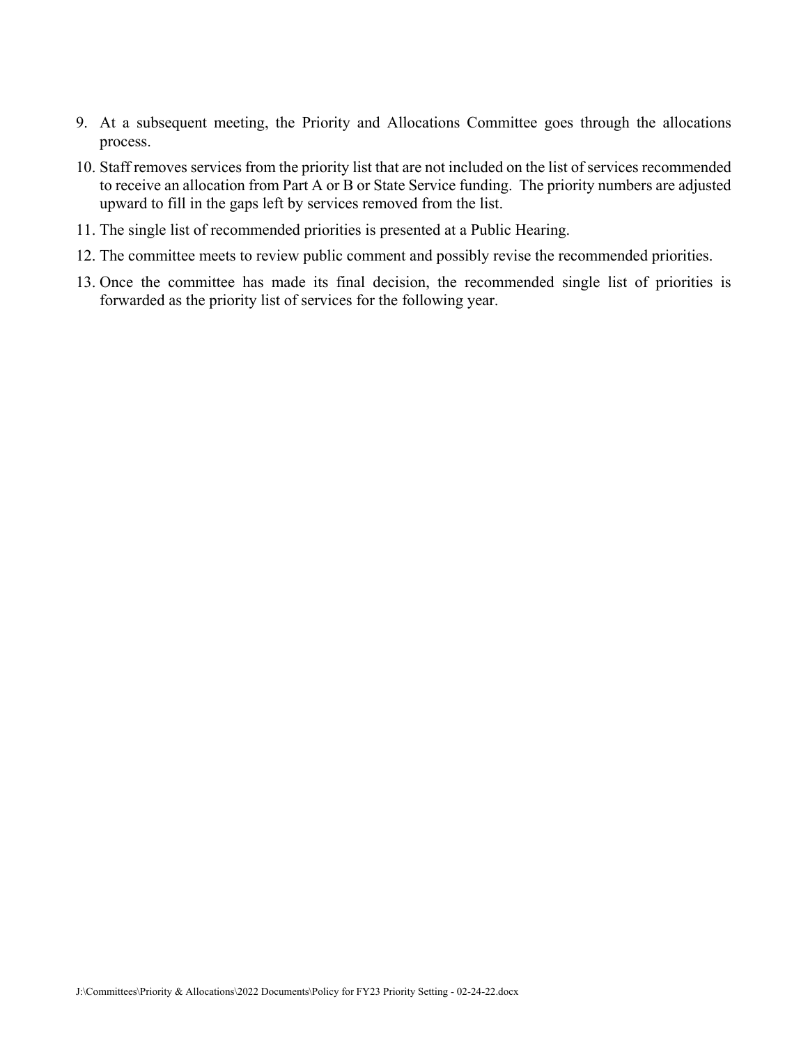9. At a subsequent meeting, the Priority and Allocations Committee goes through the allocations process.
10. Staff removes services from the priority list that are not included on the list of services recommended to receive an allocation from Part A or B or State Service funding. The priority numbers are adjusted upward to fill in the gaps left by services removed from the list.
11. The single list of recommended priorities is presented at a Public Hearing.
12. The committee meets to review public comment and possibly revise the recommended priorities.
13. Once the committee has made its final decision, the recommended single list of priorities is forwarded as the priority list of services for the following year.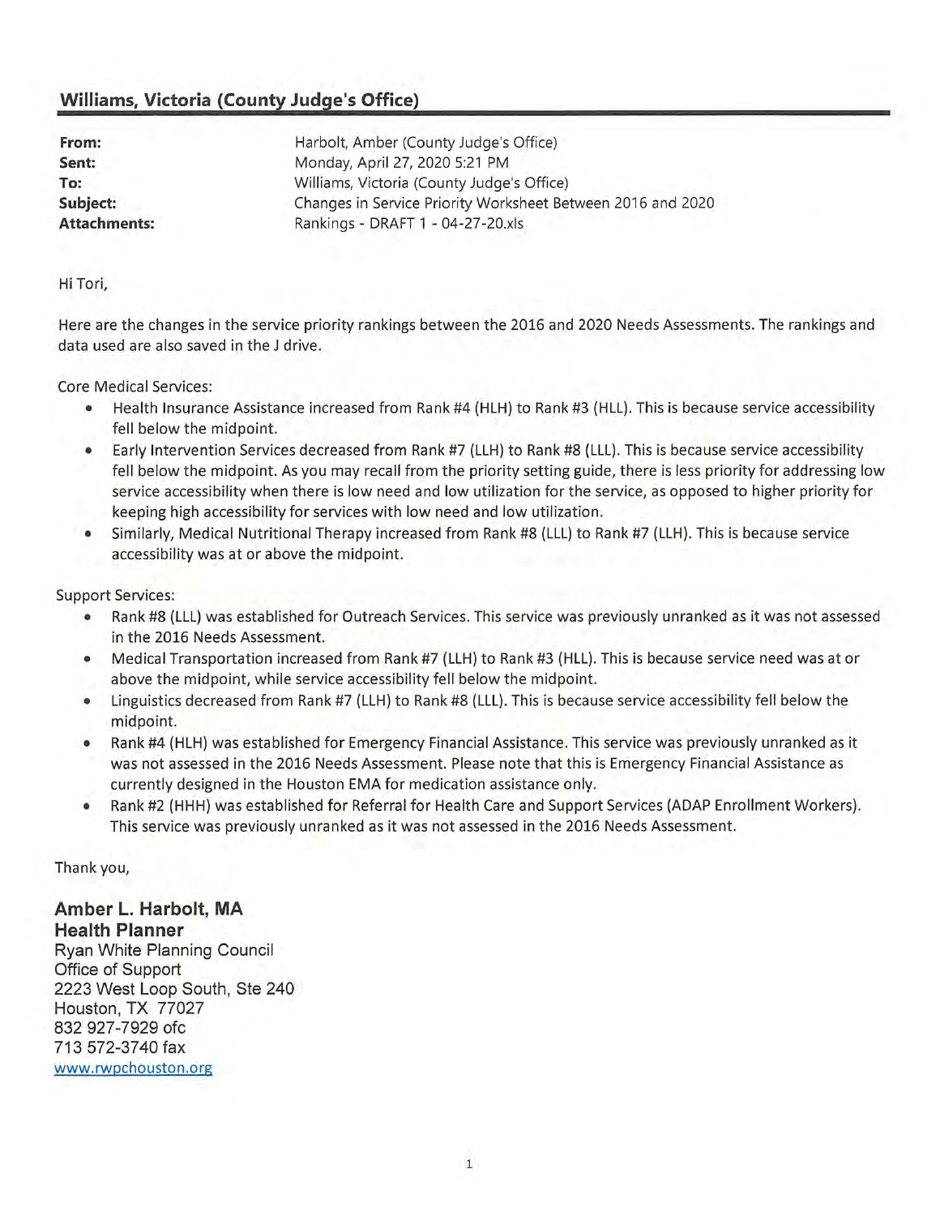## Williams, Victoria (County Judge's Office)

| | |
|---|---|
| **From:** | Harbolt, Amber (County Judge's Office) |
| **Sent:** | Monday, April 27, 2020 5:21 PM |
| **To:** | Williams, Victoria (County Judge's Office) |
| **Subject:** | Changes in Service Priority Worksheet Between 2016 and 2020 |
| **Attachments:** | Rankings - DRAFT 1 - 04-27-20.xls |

Hi Tori,

Here are the changes in the service priority rankings between the 2016 and 2020 Needs Assessments. The rankings and data used are also saved in the J drive.

Core Medical Services:

- Health Insurance Assistance increased from Rank #4 (HLH) to Rank #3 (HLL). This is because service accessibility fell below the midpoint.
- Early Intervention Services decreased from Rank #7 (LLH) to Rank #8 (LLL). This is because service accessibility fell below the midpoint. As you may recall from the priority setting guide, there is less priority for addressing low service accessibility when there is low need and low utilization for the service, as opposed to higher priority for keeping high accessibility for services with low need and low utilization.
- Similarly, Medical Nutritional Therapy increased from Rank #8 (LLL) to Rank #7 (LLH). This is because service accessibility was at or above the midpoint.

Support Services:

- Rank #8 (LLL) was established for Outreach Services. This service was previously unranked as it was not assessed in the 2016 Needs Assessment.
- Medical Transportation increased from Rank #7 (LLH) to Rank #3 (HLL). This is because service need was at or above the midpoint, while service accessibility fell below the midpoint.
- Linguistics decreased from Rank #7 (LLH) to Rank #8 (LLL). This is because service accessibility fell below the midpoint.
- Rank #4 (HLH) was established for Emergency Financial Assistance. This service was previously unranked as it was not assessed in the 2016 Needs Assessment. Please note that this is Emergency Financial Assistance as currently designed in the Houston EMA for medication assistance only.
- Rank #2 (HHH) was established for Referral for Health Care and Support Services (ADAP Enrollment Workers). This service was previously unranked as it was not assessed in the 2016 Needs Assessment.

Thank you,

**Amber L. Harbolt, MA**
**Health Planner**
Ryan White Planning Council
Office of Support
2223 West Loop South, Ste 240
Houston, TX 77027
832 927-7929 ofc
713 572-3740 fax
www.rwpchouston.org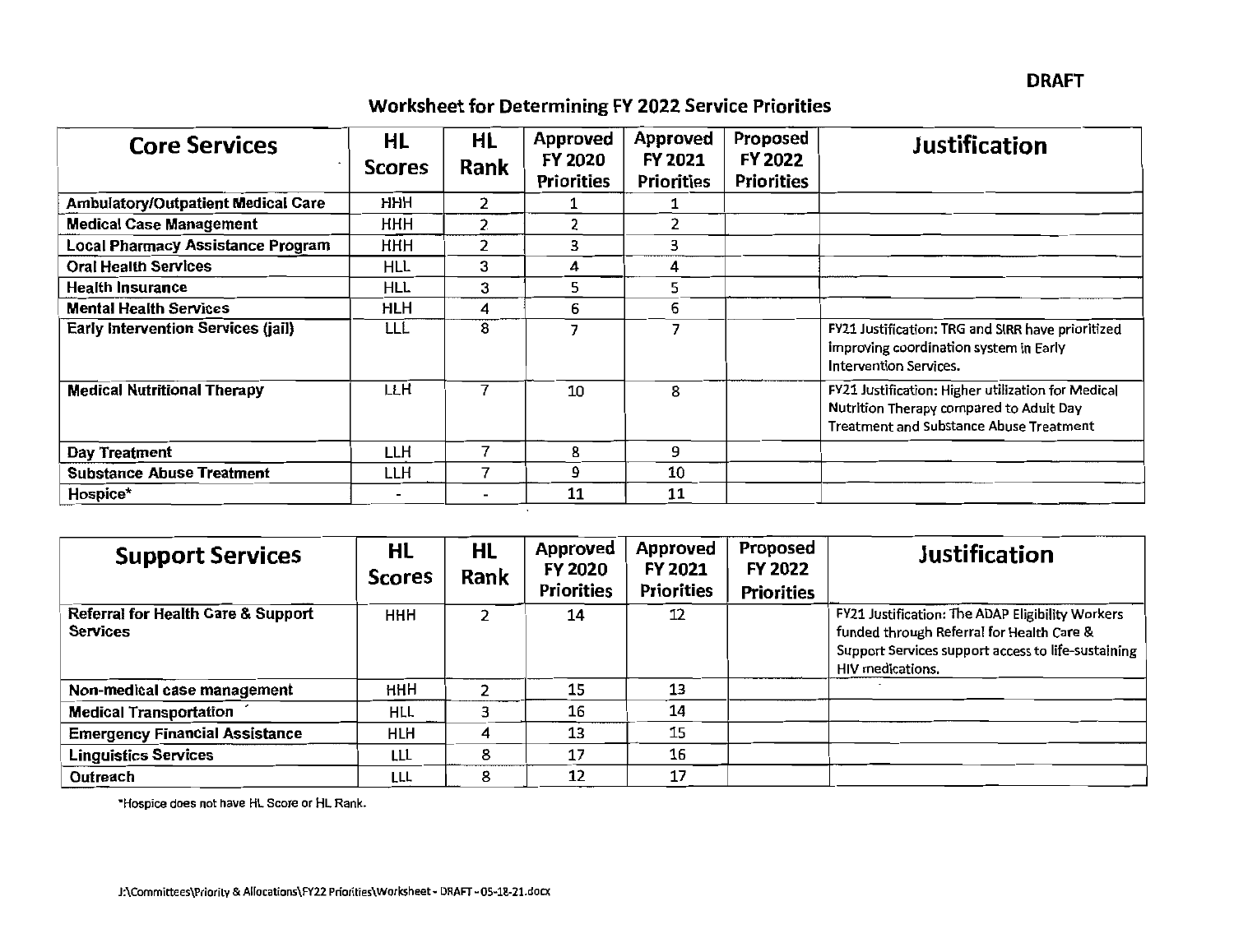DRAFT

# Worksheet for Determining FY 2022 Service Priorities

| Core Services | HL Scores | HL Rank | Approved FY 2020 Priorities | Approved FY 2021 Priorities | Proposed FY 2022 Priorities | Justification |
|---|---|---|---|---|---|---|
| Ambulatory/Outpatient Medical Care | HHH | 2 | 1 | 1 | | |
| Medical Case Management | HHH | 2 | 2 | 2 | | |
| Local Pharmacy Assistance Program | HHH | 2 | 3 | 3 | | |
| Oral Health Services | HLL | 3 | 4 | 4 | | |
| Health Insurance | HLL | 3 | 5 | 5 | | |
| Mental Health Services | HLH | 4 | 6 | 6 | | |
| Early Intervention Services (jail) | LLL | 8 | 7 | 7 | | FY21 Justification: TRG and SIRR have prioritized improving coordination system in Early Intervention Services. |
| Medical Nutritional Therapy | LLH | 7 | 10 | 8 | | FY21 Justification: Higher utilization for Medical Nutrition Therapy compared to Adult Day Treatment and Substance Abuse Treatment |
| Day Treatment | LLH | 7 | 8 | 9 | | |
| Substance Abuse Treatment | LLH | 7 | 9 | 10 | | |
| Hospice* | - | - | 11 | 11 | | |

| Support Services | HL Scores | HL Rank | Approved FY 2020 Priorities | Approved FY 2021 Priorities | Proposed FY 2022 Priorities | Justification |
|---|---|---|---|---|---|---|
| Referral for Health Care & Support Services | HHH | 2 | 14 | 12 | | FY21 Justification: The ADAP Eligibility Workers funded through Referral for Health Care & Support Services support access to life-sustaining HIV medications. |
| Non-medical case management | HHH | 2 | 15 | 13 | | |
| Medical Transportation | HLL | 3 | 16 | 14 | | |
| Emergency Financial Assistance | HLH | 4 | 13 | 15 | | |
| Linguistics Services | LLL | 8 | 17 | 16 | | |
| Outreach | LLL | 8 | 12 | 17 | | |

*Hospice does not have HL Score or HL Rank.

J:\Committees\Priority & Allocations\FY22 Priorities\Worksheet - DRAFT - 05-18-21.docx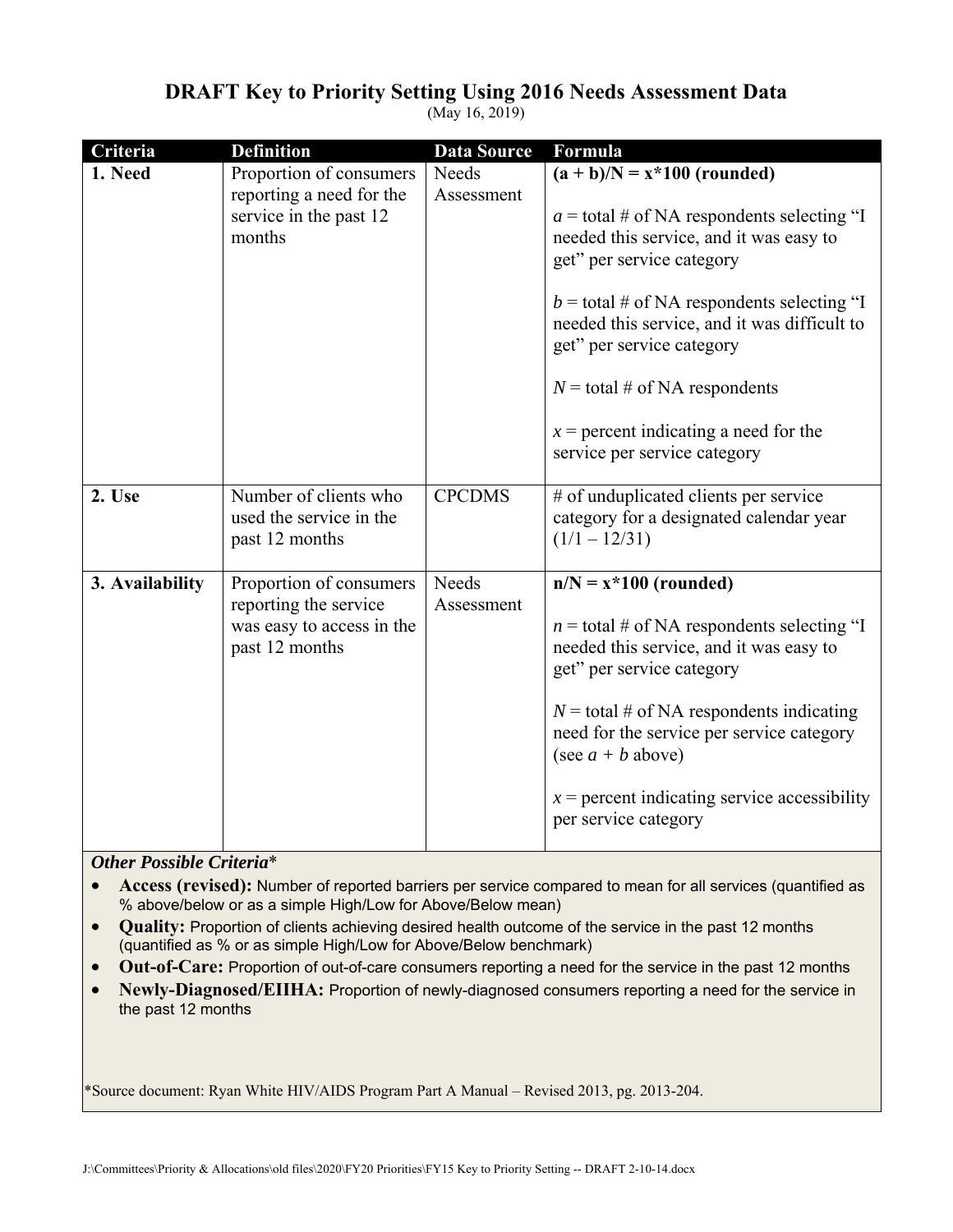# DRAFT Key to Priority Setting Using 2016 Needs Assessment Data

(May 16, 2019)

| Criteria | Definition | Data Source | Formula |
|---|---|---|---|
| **1. Need** | Proportion of consumers reporting a need for the service in the past 12 months | Needs Assessment | **$(a + b)/N = x*100$ (rounded)**<br><br>$a$ = total # of NA respondents selecting "I needed this service, and it was easy to get" per service category<br><br>$b$ = total # of NA respondents selecting "I needed this service, and it was difficult to get" per service category<br><br>$N$ = total # of NA respondents<br><br>$x$ = percent indicating a need for the service per service category |
| **2. Use** | Number of clients who used the service in the past 12 months | CPCDMS | # of unduplicated clients per service category for a designated calendar year (1/1 – 12/31) |
| **3. Availability** | Proportion of consumers reporting the service was easy to access in the past 12 months | Needs Assessment | **$n/N = x*100$ (rounded)**<br><br>$n$ = total # of NA respondents selecting "I needed this service, and it was easy to get" per service category<br><br>$N$ = total # of NA respondents indicating need for the service per service category (see $a + b$ above)<br><br>$x$ = percent indicating service accessibility per service category |

***Other Possible Criteria****

- **Access (revised):** Number of reported barriers per service compared to mean for all services (quantified as % above/below or as a simple High/Low for Above/Below mean)
- **Quality:** Proportion of clients achieving desired health outcome of the service in the past 12 months (quantified as % or as simple High/Low for Above/Below benchmark)
- **Out-of-Care:** Proportion of out-of-care consumers reporting a need for the service in the past 12 months
- **Newly-Diagnosed/EIIHA:** Proportion of newly-diagnosed consumers reporting a need for the service in the past 12 months

*Source document: Ryan White HIV/AIDS Program Part A Manual – Revised 2013, pg. 2013-204.

J:\Committees\Priority & Allocations\old files\2020\FY20 Priorities\FY15 Key to Priority Setting -- DRAFT 2-10-14.docx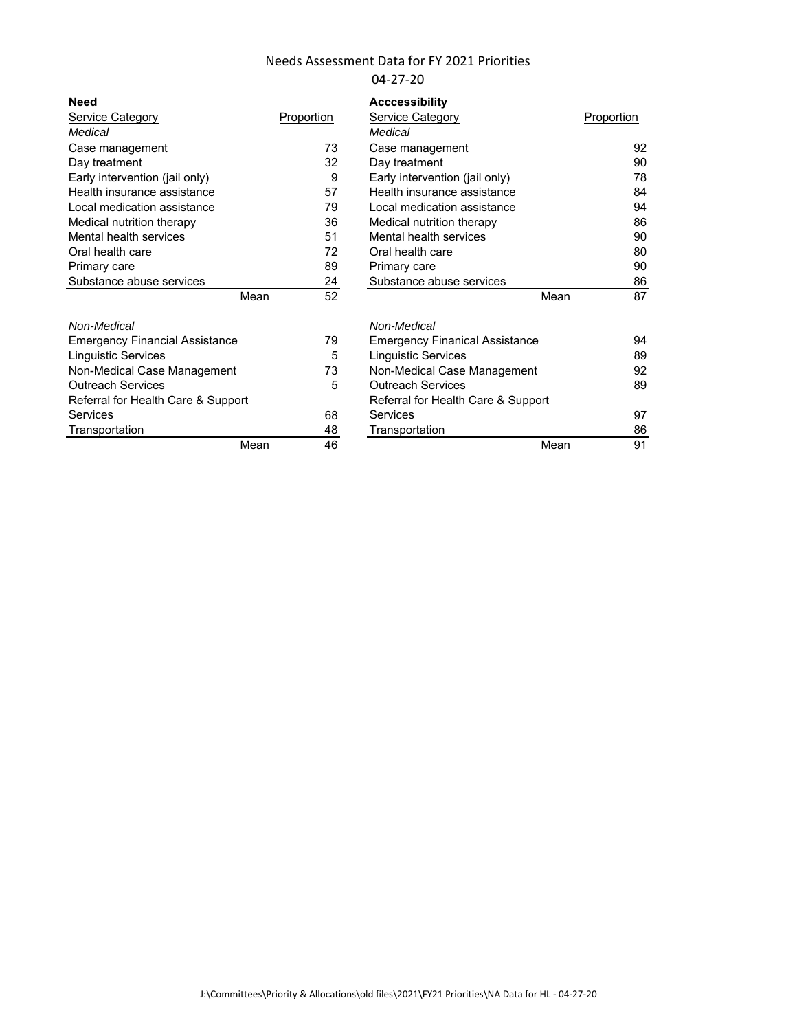Needs Assessment Data for FY 2021 Priorities

04-27-20

**Need**

| Service Category | Proportion |
|---|---|
| *Medical* | |
| Case management | 73 |
| Day treatment | 32 |
| Early intervention (jail only) | 9 |
| Health insurance assistance | 57 |
| Local medication assistance | 79 |
| Medical nutrition therapy | 36 |
| Mental health services | 51 |
| Oral health care | 72 |
| Primary care | 89 |
| Substance abuse services | 24 |
| Mean | 52 |
| *Non-Medical* | |
| Emergency Financial Assistance | 79 |
| Linguistic Services | 5 |
| Non-Medical Case Management | 73 |
| Outreach Services | 5 |
| Referral for Health Care & Support Services | 68 |
| Transportation | 48 |
| Mean | 46 |

**Acccessibility**

| Service Category | Proportion |
|---|---|
| *Medical* | |
| Case management | 92 |
| Day treatment | 90 |
| Early intervention (jail only) | 78 |
| Health insurance assistance | 84 |
| Local medication assistance | 94 |
| Medical nutrition therapy | 86 |
| Mental health services | 90 |
| Oral health care | 80 |
| Primary care | 90 |
| Substance abuse services | 86 |
| Mean | 87 |
| *Non-Medical* | |
| Emergency Finanical Assistance | 94 |
| Linguistic Services | 89 |
| Non-Medical Case Management | 92 |
| Outreach Services | 89 |
| Referral for Health Care & Support Services | 97 |
| Transportation | 86 |
| Mean | 91 |

J:\Committees\Priority & Allocations\old files\2021\FY21 Priorities\NA Data for HL - 04-27-20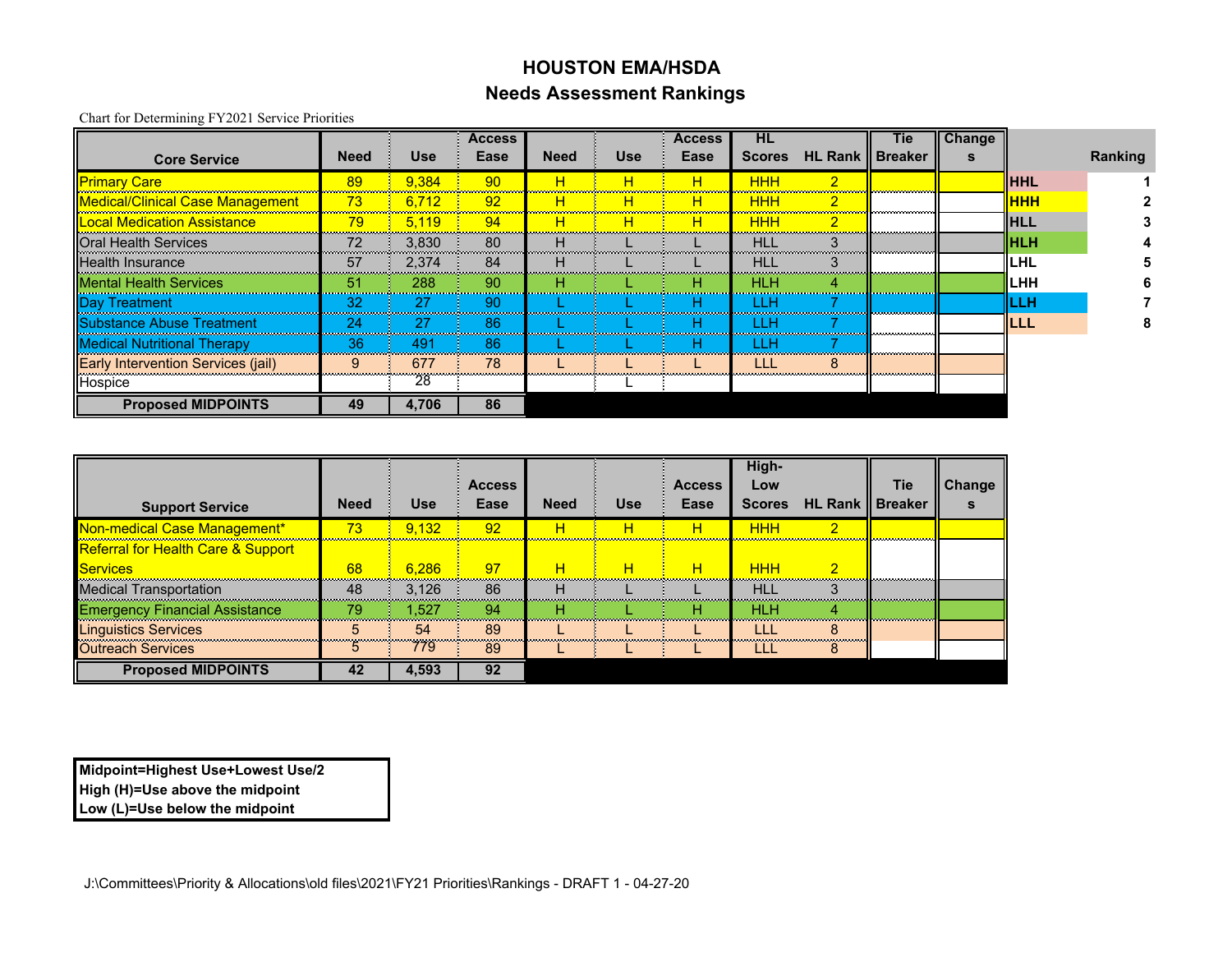# HOUSTON EMA/HSDA

## Needs Assessment Rankings

Chart for Determining FY2021 Service Priorities

| Core Service | Need | Use | Access Ease | Need | Use | Access Ease | HL Scores | HL Rank | Tie Breaker | Changes |
|---|---|---|---|---|---|---|---|---|---|---|
| Primary Care | 89 | 9,384 | 90 | H | H | H | HHH | 2 | | |
| Medical/Clinical Case Management | 73 | 6,712 | 92 | H | H | H | HHH | 2 | | |
| Local Medication Assistance | 79 | 5,119 | 94 | H | H | H | HHH | 2 | | |
| Oral Health Services | 72 | 3,830 | 80 | H | L | L | HLL | 3 | | |
| Health Insurance | 57 | 2,374 | 84 | H | L | L | HLL | 3 | | |
| Mental Health Services | 51 | 288 | 90 | H | L | H | HLH | 4 | | |
| Day Treatment | 32 | 27 | 90 | L | L | H | LLH | 7 | | |
| Substance Abuse Treatment | 24 | 27 | 86 | L | L | H | LLH | 7 | | |
| Medical Nutritional Therapy | 36 | 491 | 86 | L | L | H | LLH | 7 | | |
| Early Intervention Services (jail) | 9 | 677 | 78 | L | L | L | LLL | 8 | | |
| Hospice | | 28 | | | L | | | | | |
| **Proposed MIDPOINTS** | **49** | **4,706** | **86** | | | | | | | |

| HL Score | Ranking |
|---|---|
| HHL | 1 |
| HHH | 2 |
| HLL | 3 |
| HLH | 4 |
| LHL | 5 |
| LHH | 6 |
| LLH | 7 |
| LLL | 8 |

| Support Service | Need | Use | Access Ease | Need | Use | Access Ease | High-Low Scores | HL Rank | Tie Breaker | Changes |
|---|---|---|---|---|---|---|---|---|---|---|
| Non-medical Case Management* | 73 | 9,132 | 92 | H | H | H | HHH | 2 | | |
| Referral for Health Care & Support Services | 68 | 6,286 | 97 | H | H | H | HHH | 2 | | |
| Medical Transportation | 48 | 3,126 | 86 | H | L | L | HLL | 3 | | |
| Emergency Financial Assistance | 79 | 1,527 | 94 | H | L | H | HLH | 4 | | |
| Linguistics Services | 5 | 54 | 89 | L | L | L | LLL | 8 | | |
| Outreach Services | 5 | 779 | 89 | L | L | L | LLL | 8 | | |
| **Proposed MIDPOINTS** | **42** | **4,593** | **92** | | | | | | | |

**Midpoint=Highest Use+Lowest Use/2**
**High (H)=Use above the midpoint**
**Low (L)=Use below the midpoint**

J:\Committees\Priority & Allocations\old files\2021\FY21 Priorities\Rankings - DRAFT 1 - 04-27-20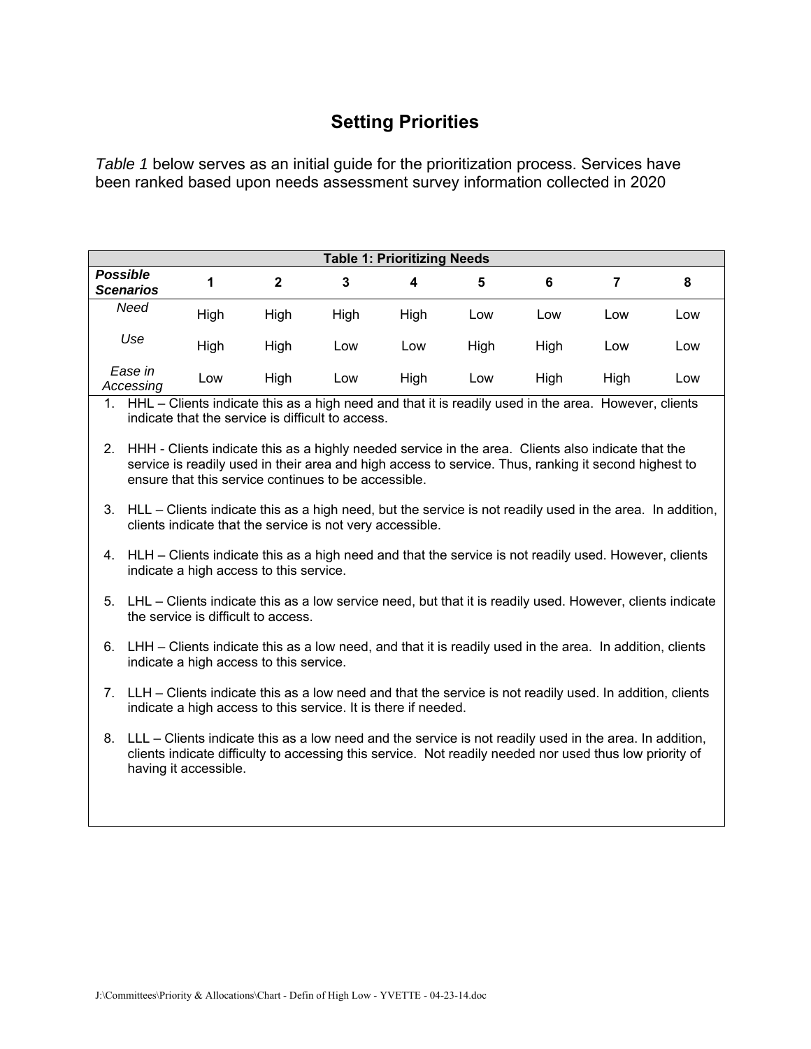# Setting Priorities

*Table 1* below serves as an initial guide for the prioritization process. Services have been ranked based upon needs assessment survey information collected in 2020

**Table 1: Prioritizing Needs**

| ***Possible Scenarios*** | **1** | **2** | **3** | **4** | **5** | **6** | **7** | **8** |
|---|---|---|---|---|---|---|---|---|
| *Need* | High | High | High | High | Low | Low | Low | Low |
| *Use* | High | High | Low | Low | High | High | Low | Low |
| *Ease in Accessing* | Low | High | Low | High | Low | High | High | Low |

1. HHL – Clients indicate this as a high need and that it is readily used in the area. However, clients indicate that the service is difficult to access.

2. HHH - Clients indicate this as a highly needed service in the area. Clients also indicate that the service is readily used in their area and high access to service. Thus, ranking it second highest to ensure that this service continues to be accessible.

3. HLL – Clients indicate this as a high need, but the service is not readily used in the area. In addition, clients indicate that the service is not very accessible.

4. HLH – Clients indicate this as a high need and that the service is not readily used. However, clients indicate a high access to this service.

5. LHL – Clients indicate this as a low service need, but that it is readily used. However, clients indicate the service is difficult to access.

6. LHH – Clients indicate this as a low need, and that it is readily used in the area. In addition, clients indicate a high access to this service.

7. LLH – Clients indicate this as a low need and that the service is not readily used. In addition, clients indicate a high access to this service. It is there if needed.

8. LLL – Clients indicate this as a low need and the service is not readily used in the area. In addition, clients indicate difficulty to accessing this service. Not readily needed nor used thus low priority of having it accessible.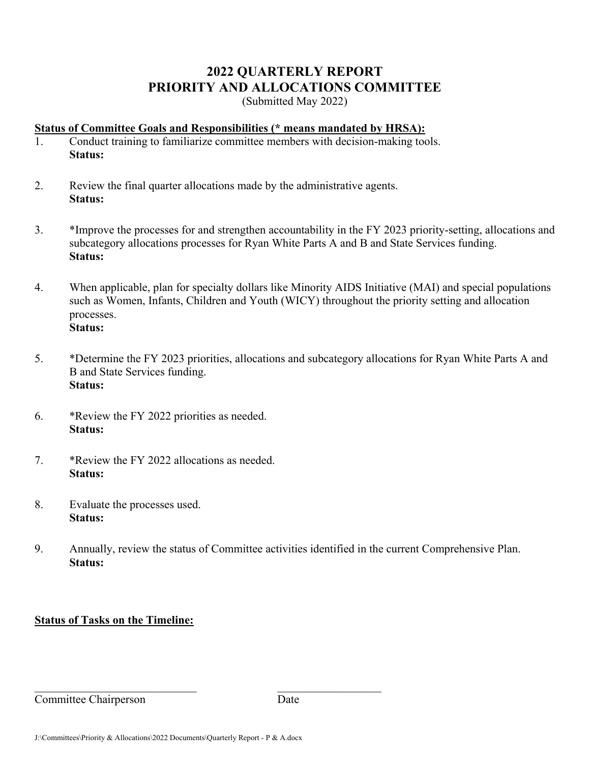# 2022 QUARTERLY REPORT
# PRIORITY AND ALLOCATIONS COMMITTEE

(Submitted May 2022)

**Status of Committee Goals and Responsibilities (* means mandated by HRSA):**

1. Conduct training to familiarize committee members with decision-making tools.
   **Status:**

2. Review the final quarter allocations made by the administrative agents.
   **Status:**

3. *Improve the processes for and strengthen accountability in the FY 2023 priority-setting, allocations and subcategory allocations processes for Ryan White Parts A and B and State Services funding.
   **Status:**

4. When applicable, plan for specialty dollars like Minority AIDS Initiative (MAI) and special populations such as Women, Infants, Children and Youth (WICY) throughout the priority setting and allocation processes.
   **Status:**

5. *Determine the FY 2023 priorities, allocations and subcategory allocations for Ryan White Parts A and B and State Services funding.
   **Status:**

6. *Review the FY 2022 priorities as needed.
   **Status:**

7. *Review the FY 2022 allocations as needed.
   **Status:**

8. Evaluate the processes used.
   **Status:**

9. Annually, review the status of Committee activities identified in the current Comprehensive Plan.
   **Status:**

**Status of Tasks on the Timeline:**

\_\_\_\_\_\_\_\_\_\_\_\_\_\_\_\_\_\_\_\_\_\_\_\_\_\_\_\_ \_\_\_\_\_\_\_\_\_\_\_\_\_\_\_\_\_\_

Committee Chairperson Date

J:\Committees\Priority & Allocations\2022 Documents\Quarterly Report - P & A.docx